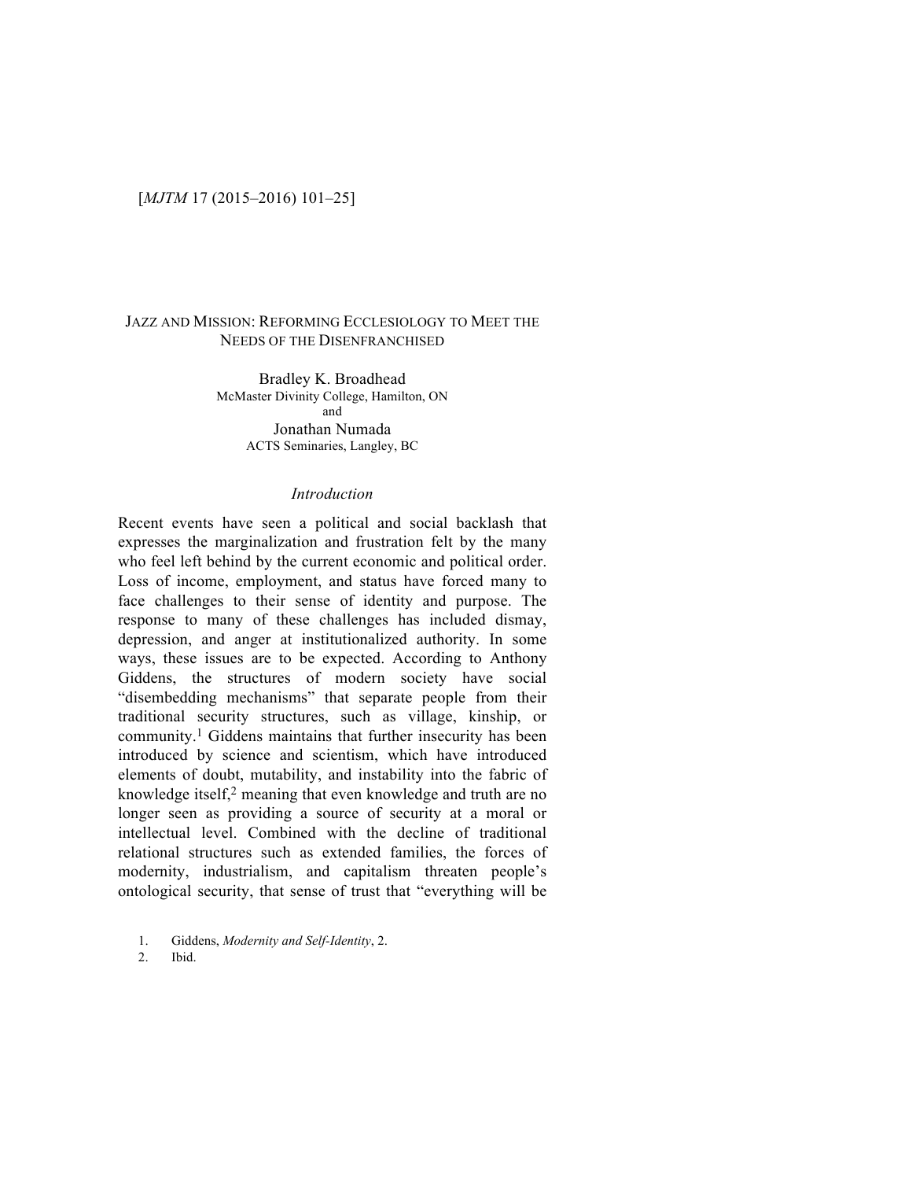# Jazz and Mission: Reforming Ecclesiology to Meet the Needs of the Disenfranchised

Bradley K. Broadhead
McMaster Divinity College, Hamilton, ON
and
Jonathan Numada
ACTS Seminaries, Langley, BC

## *Introduction*

Recent events have seen a political and social backlash that expresses the marginalization and frustration felt by the many who feel left behind by the current economic and political order. Loss of income, employment, and status have forced many to face challenges to their sense of identity and purpose. The response to many of these challenges has included dismay, depression, and anger at institutionalized authority. In some ways, these issues are to be expected. According to Anthony Giddens, the structures of modern society have social "disembedding mechanisms" that separate people from their traditional security structures, such as village, kinship, or community.[1] Giddens maintains that further insecurity has been introduced by science and scientism, which have introduced elements of doubt, mutability, and instability into the fabric of knowledge itself,[2] meaning that even knowledge and truth are no longer seen as providing a source of security at a moral or intellectual level. Combined with the decline of traditional relational structures such as extended families, the forces of modernity, industrialism, and capitalism threaten people's ontological security, that sense of trust that "everything will be

1. Giddens, *Modernity and Self-Identity*, 2.
2. Ibid.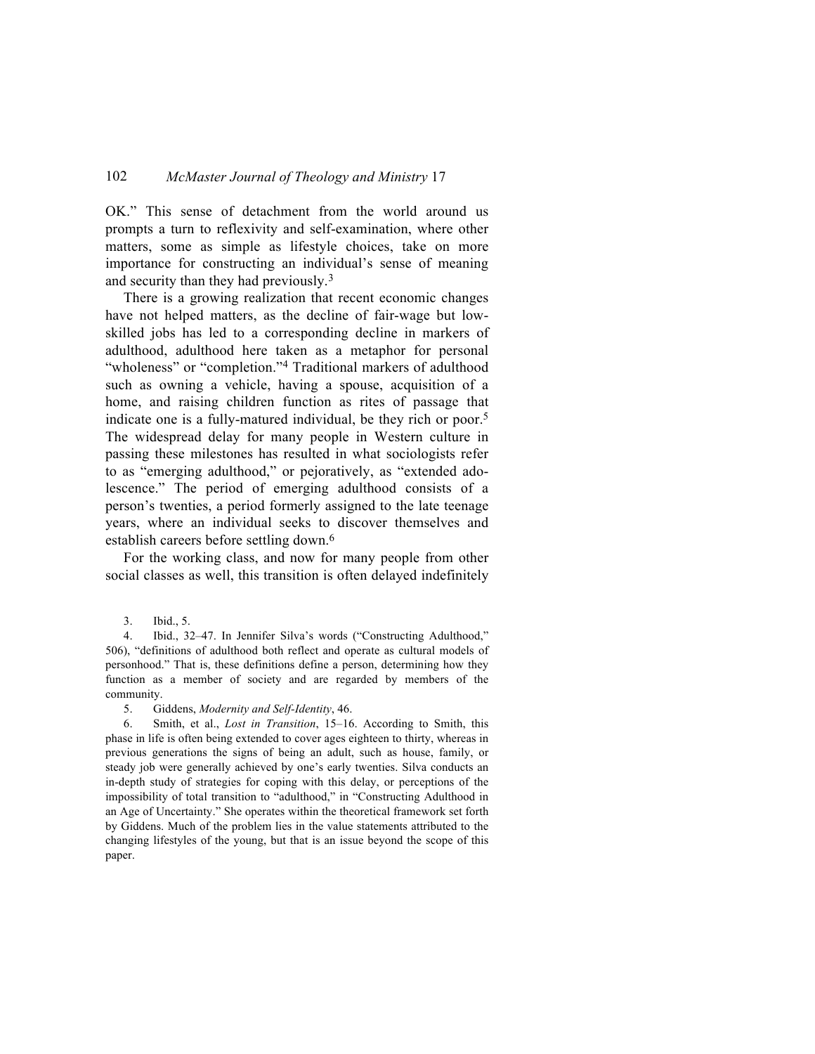OK." This sense of detachment from the world around us prompts a turn to reflexivity and self-examination, where other matters, some as simple as lifestyle choices, take on more importance for constructing an individual's sense of meaning and security than they had previously.[3]

There is a growing realization that recent economic changes have not helped matters, as the decline of fair-wage but low-skilled jobs has led to a corresponding decline in markers of adulthood, adulthood here taken as a metaphor for personal "wholeness" or "completion."[4] Traditional markers of adulthood such as owning a vehicle, having a spouse, acquisition of a home, and raising children function as rites of passage that indicate one is a fully-matured individual, be they rich or poor.[5] The widespread delay for many people in Western culture in passing these milestones has resulted in what sociologists refer to as "emerging adulthood," or pejoratively, as "extended adolescence." The period of emerging adulthood consists of a person's twenties, a period formerly assigned to the late teenage years, where an individual seeks to discover themselves and establish careers before settling down.[6]

For the working class, and now for many people from other social classes as well, this transition is often delayed indefinitely

---

3. Ibid., 5.

4. Ibid., 32–47. In Jennifer Silva's words ("Constructing Adulthood," 506), "definitions of adulthood both reflect and operate as cultural models of personhood." That is, these definitions define a person, determining how they function as a member of society and are regarded by members of the community.

5. Giddens, *Modernity and Self-Identity*, 46.

6. Smith, et al., *Lost in Transition*, 15–16. According to Smith, this phase in life is often being extended to cover ages eighteen to thirty, whereas in previous generations the signs of being an adult, such as house, family, or steady job were generally achieved by one's early twenties. Silva conducts an in-depth study of strategies for coping with this delay, or perceptions of the impossibility of total transition to "adulthood," in "Constructing Adulthood in an Age of Uncertainty." She operates within the theoretical framework set forth by Giddens. Much of the problem lies in the value statements attributed to the changing lifestyles of the young, but that is an issue beyond the scope of this paper.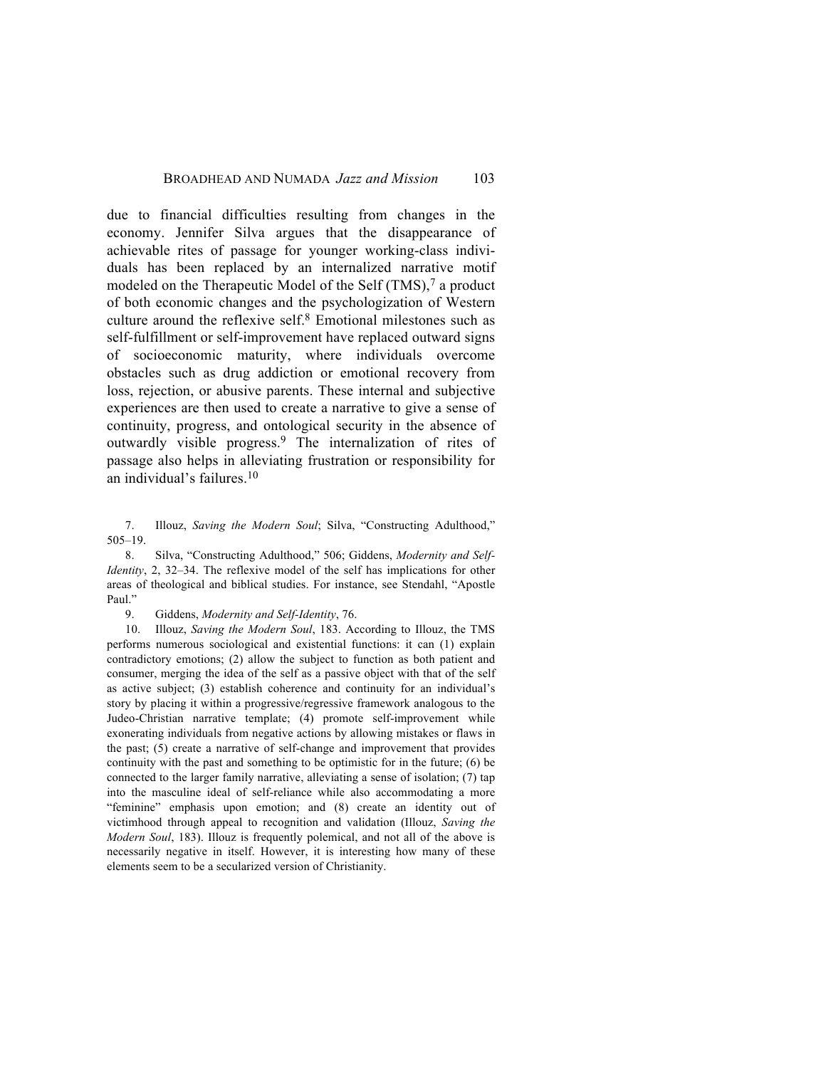due to financial difficulties resulting from changes in the economy. Jennifer Silva argues that the disappearance of achievable rites of passage for younger working-class individuals has been replaced by an internalized narrative motif modeled on the Therapeutic Model of the Self (TMS),[7] a product of both economic changes and the psychologization of Western culture around the reflexive self.[8] Emotional milestones such as self-fulfillment or self-improvement have replaced outward signs of socioeconomic maturity, where individuals overcome obstacles such as drug addiction or emotional recovery from loss, rejection, or abusive parents. These internal and subjective experiences are then used to create a narrative to give a sense of continuity, progress, and ontological security in the absence of outwardly visible progress.[9] The internalization of rites of passage also helps in alleviating frustration or responsibility for an individual's failures.[10]

7. Illouz, *Saving the Modern Soul*; Silva, "Constructing Adulthood," 505–19.

8. Silva, "Constructing Adulthood," 506; Giddens, *Modernity and Self-Identity*, 2, 32–34. The reflexive model of the self has implications for other areas of theological and biblical studies. For instance, see Stendahl, "Apostle Paul."

9. Giddens, *Modernity and Self-Identity*, 76.

10. Illouz, *Saving the Modern Soul*, 183. According to Illouz, the TMS performs numerous sociological and existential functions: it can (1) explain contradictory emotions; (2) allow the subject to function as both patient and consumer, merging the idea of the self as a passive object with that of the self as active subject; (3) establish coherence and continuity for an individual's story by placing it within a progressive/regressive framework analogous to the Judeo-Christian narrative template; (4) promote self-improvement while exonerating individuals from negative actions by allowing mistakes or flaws in the past; (5) create a narrative of self-change and improvement that provides continuity with the past and something to be optimistic for in the future; (6) be connected to the larger family narrative, alleviating a sense of isolation; (7) tap into the masculine ideal of self-reliance while also accommodating a more "feminine" emphasis upon emotion; and (8) create an identity out of victimhood through appeal to recognition and validation (Illouz, *Saving the Modern Soul*, 183). Illouz is frequently polemical, and not all of the above is necessarily negative in itself. However, it is interesting how many of these elements seem to be a secularized version of Christianity.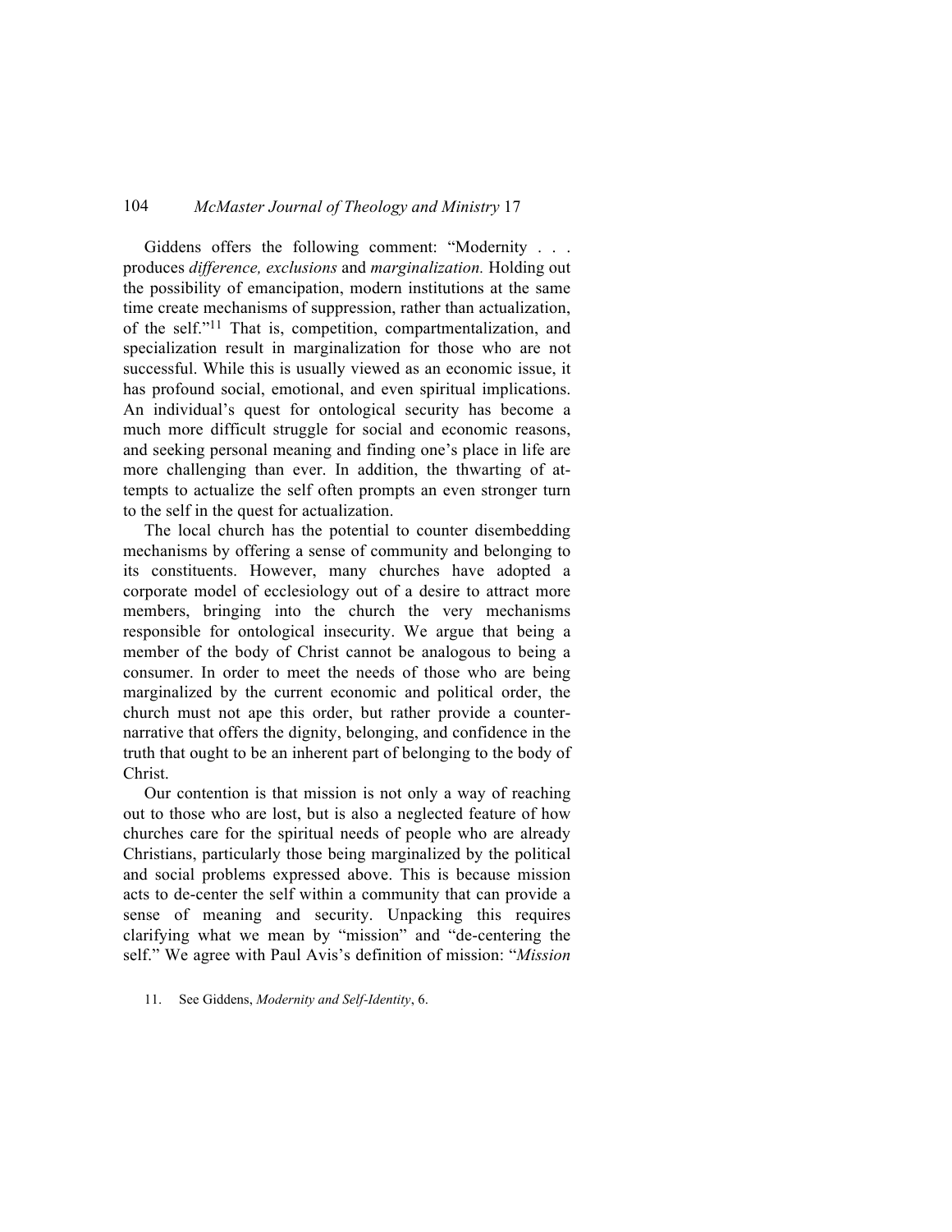Giddens offers the following comment: "Modernity . . . produces *difference, exclusions* and *marginalization.* Holding out the possibility of emancipation, modern institutions at the same time create mechanisms of suppression, rather than actualization, of the self."[11] That is, competition, compartmentalization, and specialization result in marginalization for those who are not successful. While this is usually viewed as an economic issue, it has profound social, emotional, and even spiritual implications. An individual's quest for ontological security has become a much more difficult struggle for social and economic reasons, and seeking personal meaning and finding one's place in life are more challenging than ever. In addition, the thwarting of attempts to actualize the self often prompts an even stronger turn to the self in the quest for actualization.

The local church has the potential to counter disembedding mechanisms by offering a sense of community and belonging to its constituents. However, many churches have adopted a corporate model of ecclesiology out of a desire to attract more members, bringing into the church the very mechanisms responsible for ontological insecurity. We argue that being a member of the body of Christ cannot be analogous to being a consumer. In order to meet the needs of those who are being marginalized by the current economic and political order, the church must not ape this order, but rather provide a counter-narrative that offers the dignity, belonging, and confidence in the truth that ought to be an inherent part of belonging to the body of Christ.

Our contention is that mission is not only a way of reaching out to those who are lost, but is also a neglected feature of how churches care for the spiritual needs of people who are already Christians, particularly those being marginalized by the political and social problems expressed above. This is because mission acts to de-center the self within a community that can provide a sense of meaning and security. Unpacking this requires clarifying what we mean by "mission" and "de-centering the self." We agree with Paul Avis's definition of mission: "*Mission*

11. See Giddens, *Modernity and Self-Identity*, 6.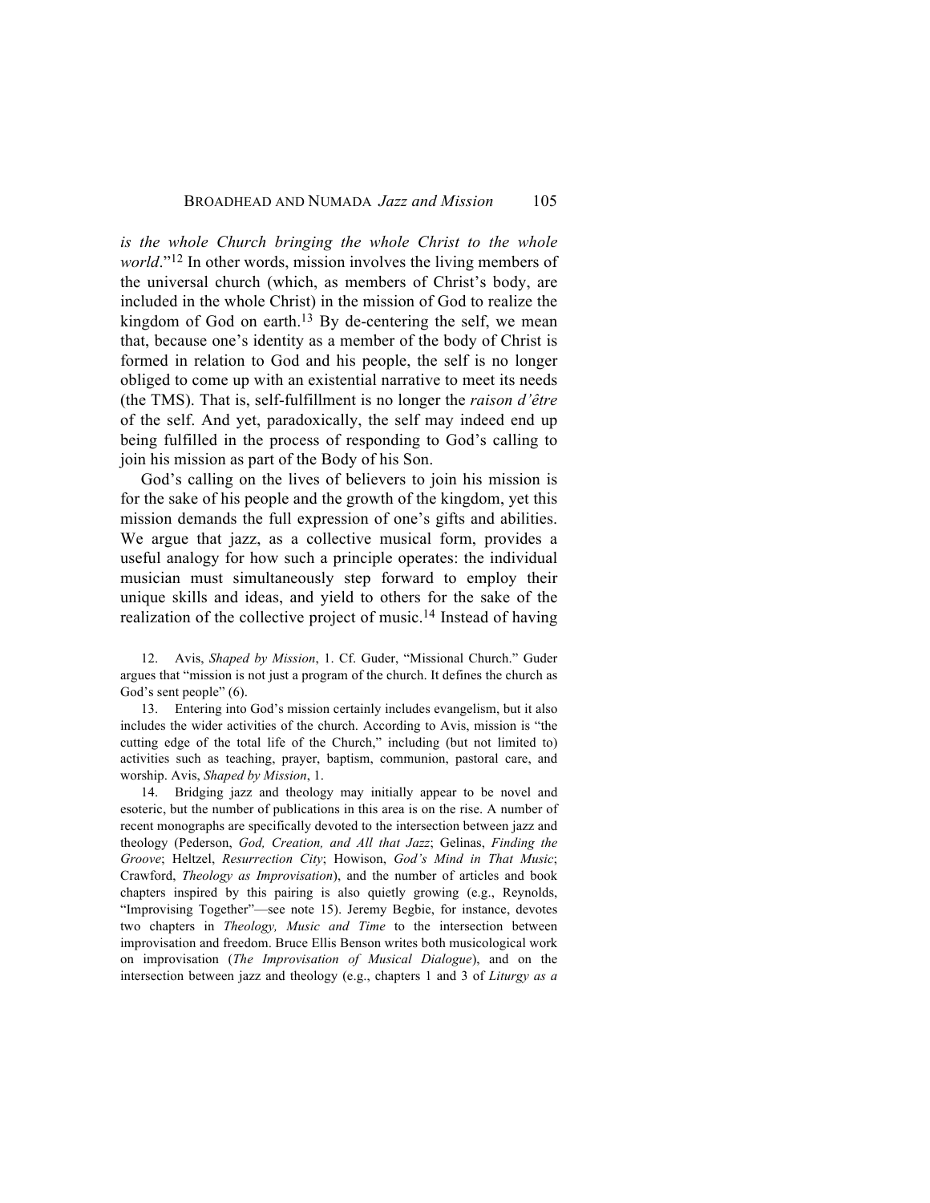*is the whole Church bringing the whole Christ to the whole world*."[12] In other words, mission involves the living members of the universal church (which, as members of Christ's body, are included in the whole Christ) in the mission of God to realize the kingdom of God on earth.[13] By de-centering the self, we mean that, because one's identity as a member of the body of Christ is formed in relation to God and his people, the self is no longer obliged to come up with an existential narrative to meet its needs (the TMS). That is, self-fulfillment is no longer the *raison d'être* of the self. And yet, paradoxically, the self may indeed end up being fulfilled in the process of responding to God's calling to join his mission as part of the Body of his Son.

God's calling on the lives of believers to join his mission is for the sake of his people and the growth of the kingdom, yet this mission demands the full expression of one's gifts and abilities. We argue that jazz, as a collective musical form, provides a useful analogy for how such a principle operates: the individual musician must simultaneously step forward to employ their unique skills and ideas, and yield to others for the sake of the realization of the collective project of music.[14] Instead of having

12. Avis, *Shaped by Mission*, 1. Cf. Guder, "Missional Church." Guder argues that "mission is not just a program of the church. It defines the church as God's sent people" (6).

13. Entering into God's mission certainly includes evangelism, but it also includes the wider activities of the church. According to Avis, mission is "the cutting edge of the total life of the Church," including (but not limited to) activities such as teaching, prayer, baptism, communion, pastoral care, and worship. Avis, *Shaped by Mission*, 1.

14. Bridging jazz and theology may initially appear to be novel and esoteric, but the number of publications in this area is on the rise. A number of recent monographs are specifically devoted to the intersection between jazz and theology (Pederson, *God, Creation, and All that Jazz*; Gelinas, *Finding the Groove*; Heltzel, *Resurrection City*; Howison, *God's Mind in That Music*; Crawford, *Theology as Improvisation*), and the number of articles and book chapters inspired by this pairing is also quietly growing (e.g., Reynolds, "Improvising Together"—see note 15). Jeremy Begbie, for instance, devotes two chapters in *Theology, Music and Time* to the intersection between improvisation and freedom. Bruce Ellis Benson writes both musicological work on improvisation (*The Improvisation of Musical Dialogue*), and on the intersection between jazz and theology (e.g., chapters 1 and 3 of *Liturgy as a*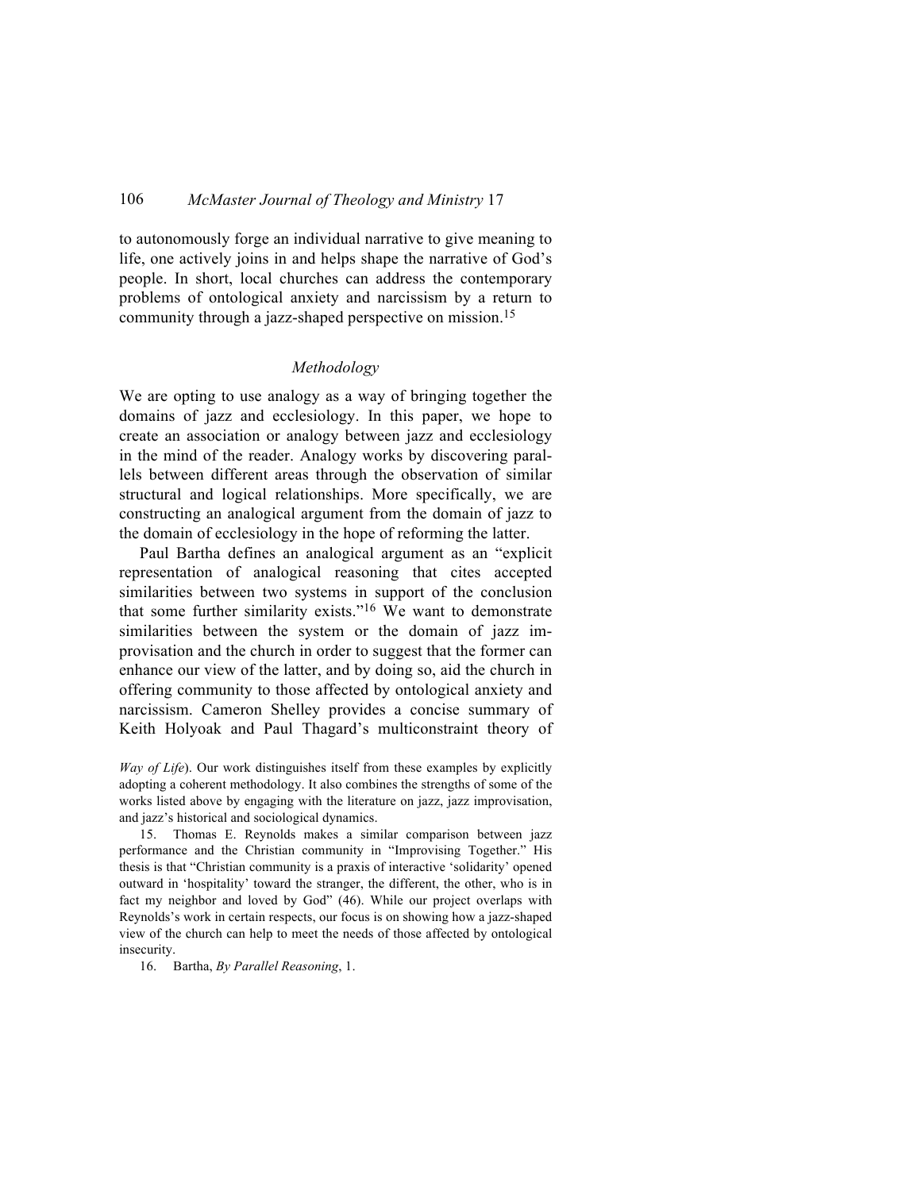to autonomously forge an individual narrative to give meaning to life, one actively joins in and helps shape the narrative of God's people. In short, local churches can address the contemporary problems of ontological anxiety and narcissism by a return to community through a jazz-shaped perspective on mission.[15]

### *Methodology*

We are opting to use analogy as a way of bringing together the domains of jazz and ecclesiology. In this paper, we hope to create an association or analogy between jazz and ecclesiology in the mind of the reader. Analogy works by discovering parallels between different areas through the observation of similar structural and logical relationships. More specifically, we are constructing an analogical argument from the domain of jazz to the domain of ecclesiology in the hope of reforming the latter.

Paul Bartha defines an analogical argument as an "explicit representation of analogical reasoning that cites accepted similarities between two systems in support of the conclusion that some further similarity exists."[16] We want to demonstrate similarities between the system or the domain of jazz improvisation and the church in order to suggest that the former can enhance our view of the latter, and by doing so, aid the church in offering community to those affected by ontological anxiety and narcissism. Cameron Shelley provides a concise summary of Keith Holyoak and Paul Thagard's multiconstraint theory of

---

*Way of Life*). Our work distinguishes itself from these examples by explicitly adopting a coherent methodology. It also combines the strengths of some of the works listed above by engaging with the literature on jazz, jazz improvisation, and jazz's historical and sociological dynamics.

15. Thomas E. Reynolds makes a similar comparison between jazz performance and the Christian community in "Improvising Together." His thesis is that "Christian community is a praxis of interactive 'solidarity' opened outward in 'hospitality' toward the stranger, the different, the other, who is in fact my neighbor and loved by God" (46). While our project overlaps with Reynolds's work in certain respects, our focus is on showing how a jazz-shaped view of the church can help to meet the needs of those affected by ontological insecurity.

16. Bartha, *By Parallel Reasoning*, 1.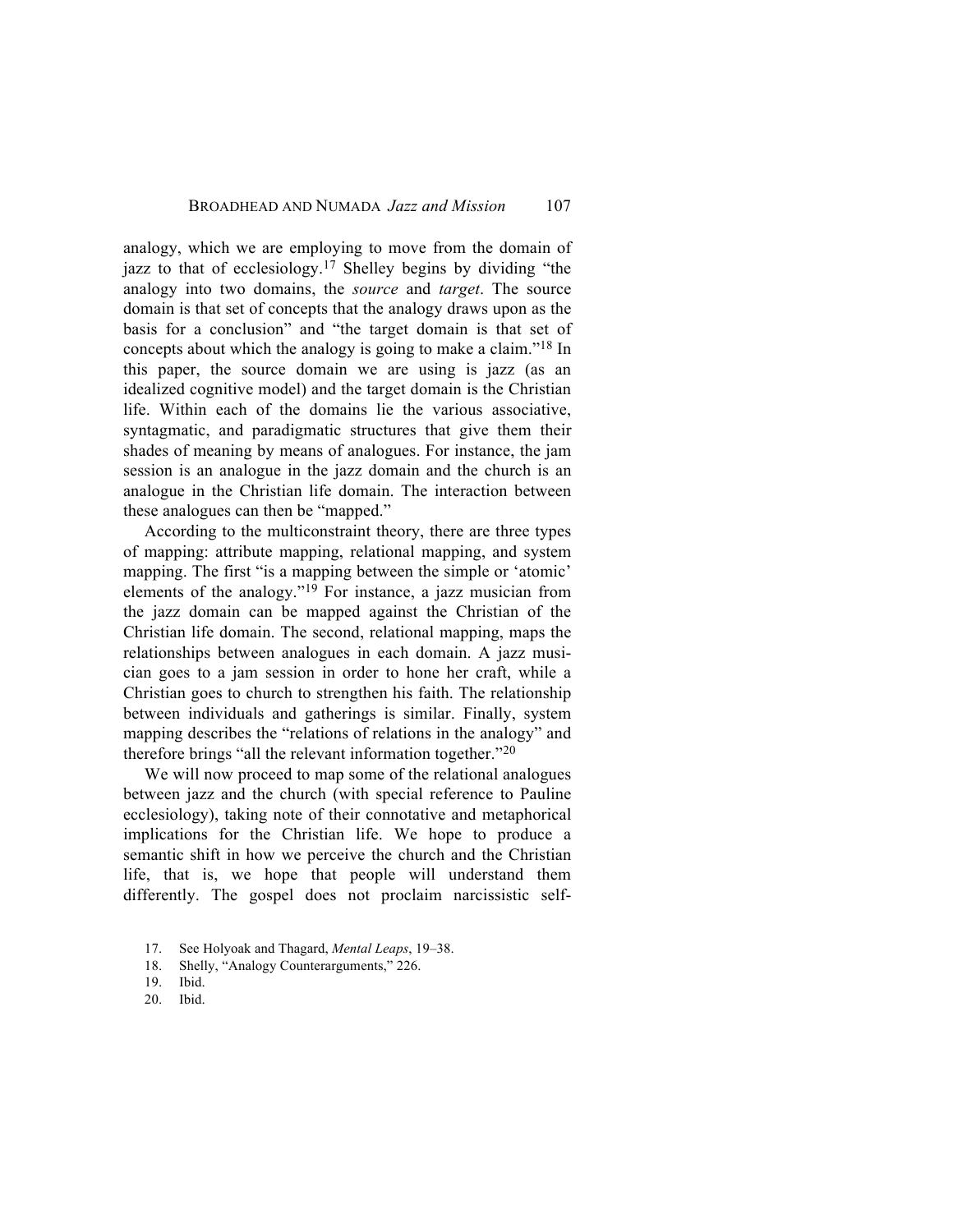analogy, which we are employing to move from the domain of jazz to that of ecclesiology.[17] Shelley begins by dividing "the analogy into two domains, the *source* and *target*. The source domain is that set of concepts that the analogy draws upon as the basis for a conclusion" and "the target domain is that set of concepts about which the analogy is going to make a claim."[18] In this paper, the source domain we are using is jazz (as an idealized cognitive model) and the target domain is the Christian life. Within each of the domains lie the various associative, syntagmatic, and paradigmatic structures that give them their shades of meaning by means of analogues. For instance, the jam session is an analogue in the jazz domain and the church is an analogue in the Christian life domain. The interaction between these analogues can then be "mapped."

According to the multiconstraint theory, there are three types of mapping: attribute mapping, relational mapping, and system mapping. The first "is a mapping between the simple or 'atomic' elements of the analogy."[19] For instance, a jazz musician from the jazz domain can be mapped against the Christian of the Christian life domain. The second, relational mapping, maps the relationships between analogues in each domain. A jazz musician goes to a jam session in order to hone her craft, while a Christian goes to church to strengthen his faith. The relationship between individuals and gatherings is similar. Finally, system mapping describes the "relations of relations in the analogy" and therefore brings "all the relevant information together."[20]

We will now proceed to map some of the relational analogues between jazz and the church (with special reference to Pauline ecclesiology), taking note of their connotative and metaphorical implications for the Christian life. We hope to produce a semantic shift in how we perceive the church and the Christian life, that is, we hope that people will understand them differently. The gospel does not proclaim narcissistic self-

17. See Holyoak and Thagard, *Mental Leaps*, 19–38.
18. Shelly, "Analogy Counterarguments," 226.
19. Ibid.
20. Ibid.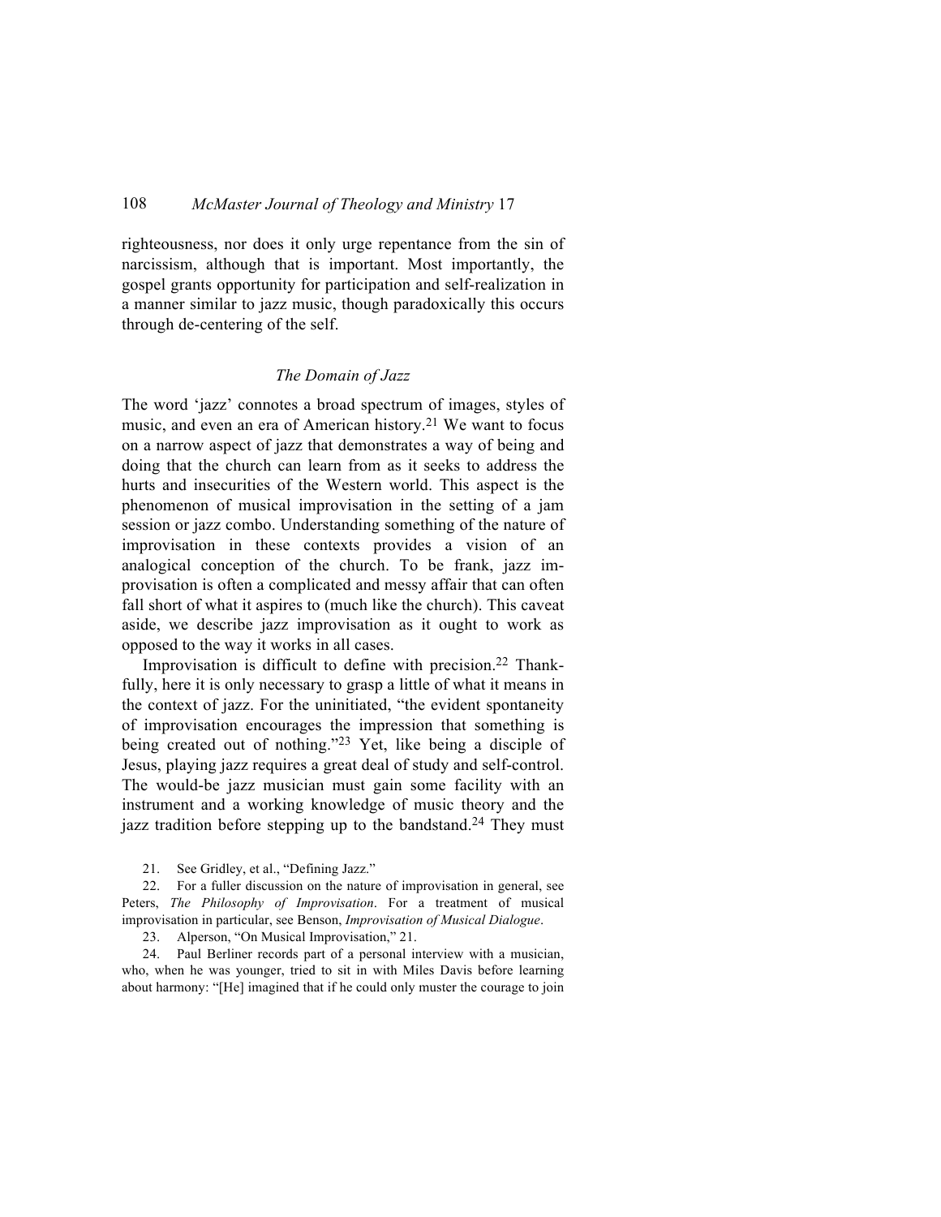righteousness, nor does it only urge repentance from the sin of narcissism, although that is important. Most importantly, the gospel grants opportunity for participation and self-realization in a manner similar to jazz music, though paradoxically this occurs through de-centering of the self.

## *The Domain of Jazz*

The word 'jazz' connotes a broad spectrum of images, styles of music, and even an era of American history.[21] We want to focus on a narrow aspect of jazz that demonstrates a way of being and doing that the church can learn from as it seeks to address the hurts and insecurities of the Western world. This aspect is the phenomenon of musical improvisation in the setting of a jam session or jazz combo. Understanding something of the nature of improvisation in these contexts provides a vision of an analogical conception of the church. To be frank, jazz improvisation is often a complicated and messy affair that can often fall short of what it aspires to (much like the church). This caveat aside, we describe jazz improvisation as it ought to work as opposed to the way it works in all cases.

Improvisation is difficult to define with precision.[22] Thankfully, here it is only necessary to grasp a little of what it means in the context of jazz. For the uninitiated, "the evident spontaneity of improvisation encourages the impression that something is being created out of nothing."[23] Yet, like being a disciple of Jesus, playing jazz requires a great deal of study and self-control. The would-be jazz musician must gain some facility with an instrument and a working knowledge of music theory and the jazz tradition before stepping up to the bandstand.[24] They must

21. See Gridley, et al., "Defining Jazz."

22. For a fuller discussion on the nature of improvisation in general, see Peters, *The Philosophy of Improvisation*. For a treatment of musical improvisation in particular, see Benson, *Improvisation of Musical Dialogue*.

23. Alperson, "On Musical Improvisation," 21.

24. Paul Berliner records part of a personal interview with a musician, who, when he was younger, tried to sit in with Miles Davis before learning about harmony: "[He] imagined that if he could only muster the courage to join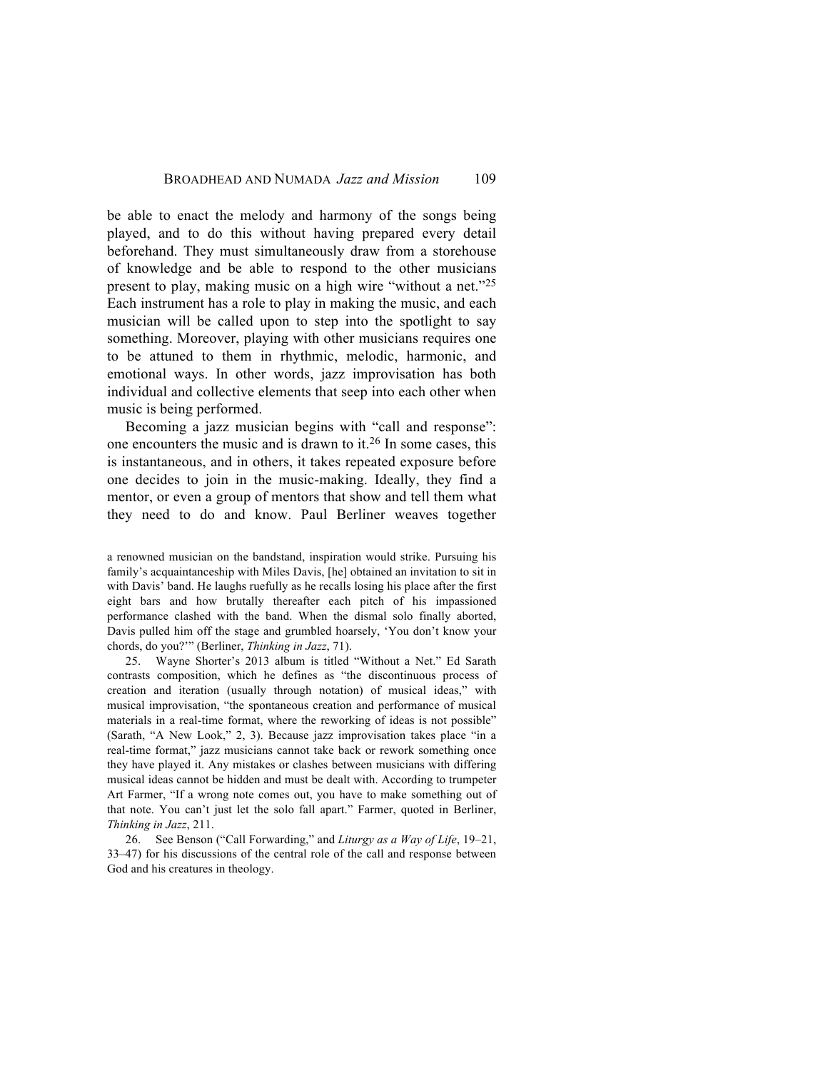be able to enact the melody and harmony of the songs being played, and to do this without having prepared every detail beforehand. They must simultaneously draw from a storehouse of knowledge and be able to respond to the other musicians present to play, making music on a high wire "without a net."[25] Each instrument has a role to play in making the music, and each musician will be called upon to step into the spotlight to say something. Moreover, playing with other musicians requires one to be attuned to them in rhythmic, melodic, harmonic, and emotional ways. In other words, jazz improvisation has both individual and collective elements that seep into each other when music is being performed.

Becoming a jazz musician begins with "call and response": one encounters the music and is drawn to it.[26] In some cases, this is instantaneous, and in others, it takes repeated exposure before one decides to join in the music-making. Ideally, they find a mentor, or even a group of mentors that show and tell them what they need to do and know. Paul Berliner weaves together

a renowned musician on the bandstand, inspiration would strike. Pursuing his family's acquaintanceship with Miles Davis, [he] obtained an invitation to sit in with Davis' band. He laughs ruefully as he recalls losing his place after the first eight bars and how brutally thereafter each pitch of his impassioned performance clashed with the band. When the dismal solo finally aborted, Davis pulled him off the stage and grumbled hoarsely, 'You don't know your chords, do you?'" (Berliner, *Thinking in Jazz*, 71).

25. Wayne Shorter's 2013 album is titled "Without a Net." Ed Sarath contrasts composition, which he defines as "the discontinuous process of creation and iteration (usually through notation) of musical ideas," with musical improvisation, "the spontaneous creation and performance of musical materials in a real-time format, where the reworking of ideas is not possible" (Sarath, "A New Look," 2, 3). Because jazz improvisation takes place "in a real-time format," jazz musicians cannot take back or rework something once they have played it. Any mistakes or clashes between musicians with differing musical ideas cannot be hidden and must be dealt with. According to trumpeter Art Farmer, "If a wrong note comes out, you have to make something out of that note. You can't just let the solo fall apart." Farmer, quoted in Berliner, *Thinking in Jazz*, 211.

26. See Benson ("Call Forwarding," and *Liturgy as a Way of Life*, 19–21, 33–47) for his discussions of the central role of the call and response between God and his creatures in theology.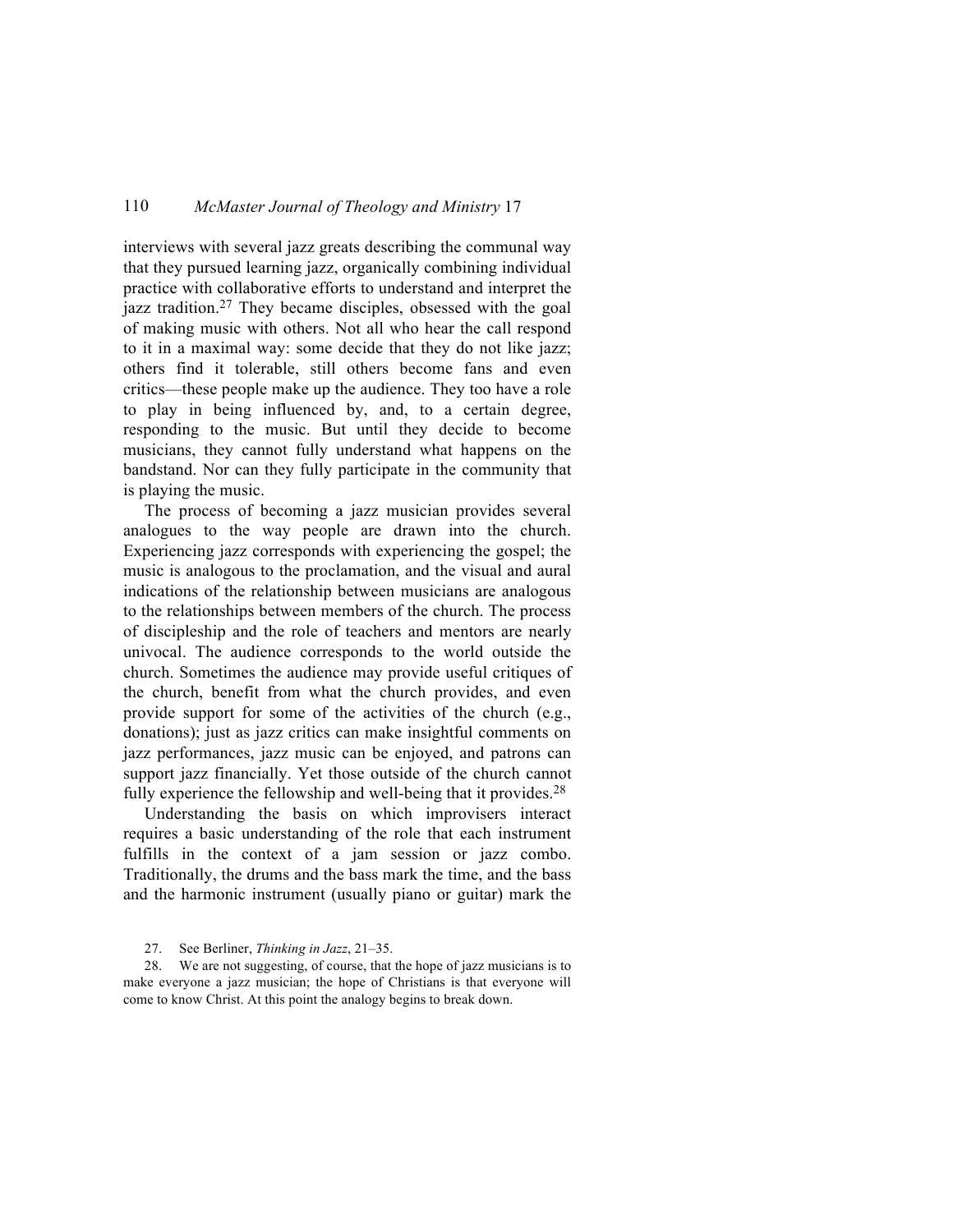interviews with several jazz greats describing the communal way that they pursued learning jazz, organically combining individual practice with collaborative efforts to understand and interpret the jazz tradition.[27] They became disciples, obsessed with the goal of making music with others. Not all who hear the call respond to it in a maximal way: some decide that they do not like jazz; others find it tolerable, still others become fans and even critics—these people make up the audience. They too have a role to play in being influenced by, and, to a certain degree, responding to the music. But until they decide to become musicians, they cannot fully understand what happens on the bandstand. Nor can they fully participate in the community that is playing the music.

The process of becoming a jazz musician provides several analogues to the way people are drawn into the church. Experiencing jazz corresponds with experiencing the gospel; the music is analogous to the proclamation, and the visual and aural indications of the relationship between musicians are analogous to the relationships between members of the church. The process of discipleship and the role of teachers and mentors are nearly univocal. The audience corresponds to the world outside the church. Sometimes the audience may provide useful critiques of the church, benefit from what the church provides, and even provide support for some of the activities of the church (e.g., donations); just as jazz critics can make insightful comments on jazz performances, jazz music can be enjoyed, and patrons can support jazz financially. Yet those outside of the church cannot fully experience the fellowship and well-being that it provides.[28]

Understanding the basis on which improvisers interact requires a basic understanding of the role that each instrument fulfills in the context of a jam session or jazz combo. Traditionally, the drums and the bass mark the time, and the bass and the harmonic instrument (usually piano or guitar) mark the

27. See Berliner, *Thinking in Jazz*, 21–35.

28. We are not suggesting, of course, that the hope of jazz musicians is to make everyone a jazz musician; the hope of Christians is that everyone will come to know Christ. At this point the analogy begins to break down.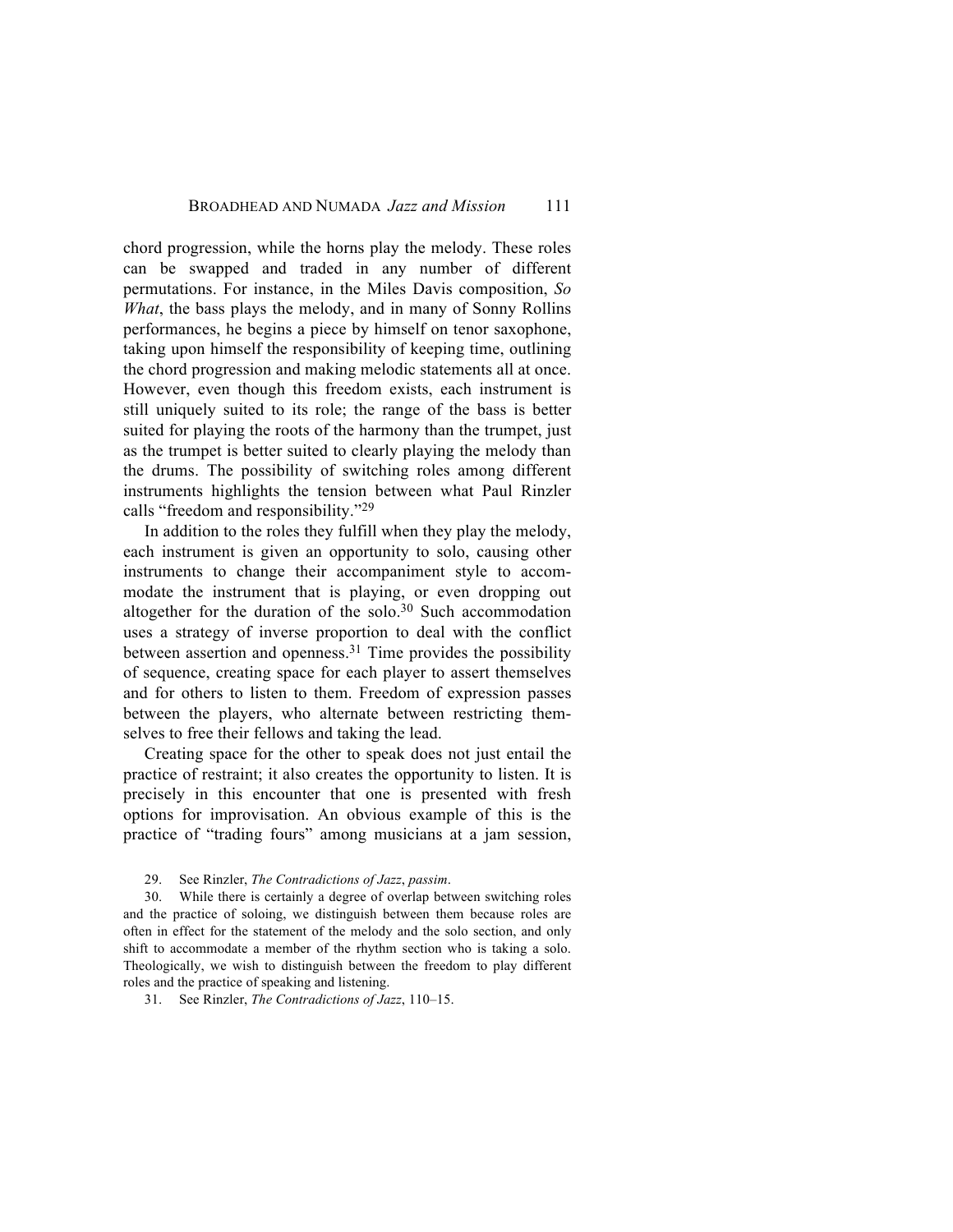chord progression, while the horns play the melody. These roles can be swapped and traded in any number of different permutations. For instance, in the Miles Davis composition, *So What*, the bass plays the melody, and in many of Sonny Rollins performances, he begins a piece by himself on tenor saxophone, taking upon himself the responsibility of keeping time, outlining the chord progression and making melodic statements all at once. However, even though this freedom exists, each instrument is still uniquely suited to its role; the range of the bass is better suited for playing the roots of the harmony than the trumpet, just as the trumpet is better suited to clearly playing the melody than the drums. The possibility of switching roles among different instruments highlights the tension between what Paul Rinzler calls "freedom and responsibility."[29]

In addition to the roles they fulfill when they play the melody, each instrument is given an opportunity to solo, causing other instruments to change their accompaniment style to accommodate the instrument that is playing, or even dropping out altogether for the duration of the solo.[30] Such accommodation uses a strategy of inverse proportion to deal with the conflict between assertion and openness.[31] Time provides the possibility of sequence, creating space for each player to assert themselves and for others to listen to them. Freedom of expression passes between the players, who alternate between restricting themselves to free their fellows and taking the lead.

Creating space for the other to speak does not just entail the practice of restraint; it also creates the opportunity to listen. It is precisely in this encounter that one is presented with fresh options for improvisation. An obvious example of this is the practice of "trading fours" among musicians at a jam session,

29. See Rinzler, *The Contradictions of Jazz*, *passim*.

30. While there is certainly a degree of overlap between switching roles and the practice of soloing, we distinguish between them because roles are often in effect for the statement of the melody and the solo section, and only shift to accommodate a member of the rhythm section who is taking a solo. Theologically, we wish to distinguish between the freedom to play different roles and the practice of speaking and listening.

31. See Rinzler, *The Contradictions of Jazz*, 110–15.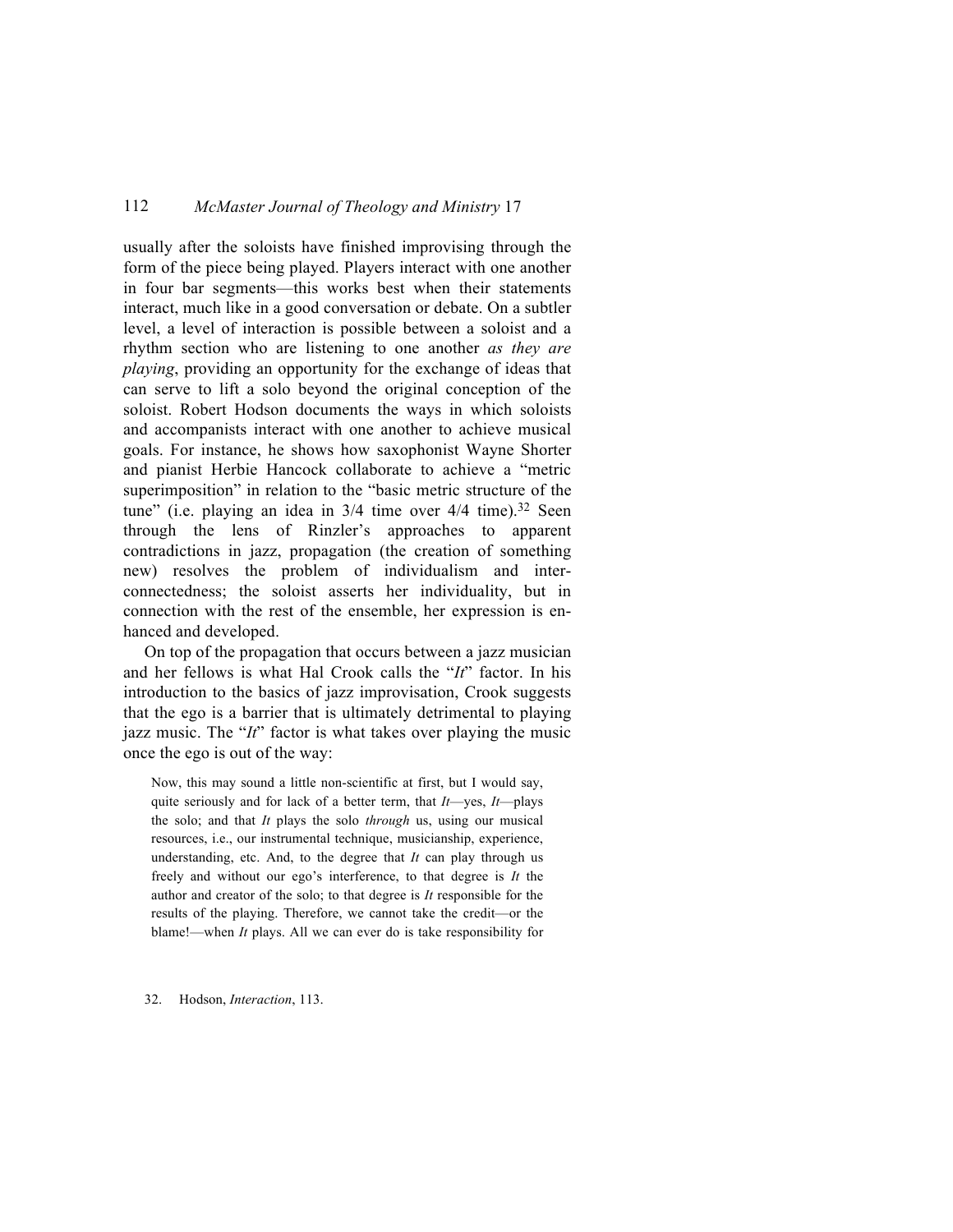usually after the soloists have finished improvising through the form of the piece being played. Players interact with one another in four bar segments—this works best when their statements interact, much like in a good conversation or debate. On a subtler level, a level of interaction is possible between a soloist and a rhythm section who are listening to one another *as they are playing*, providing an opportunity for the exchange of ideas that can serve to lift a solo beyond the original conception of the soloist. Robert Hodson documents the ways in which soloists and accompanists interact with one another to achieve musical goals. For instance, he shows how saxophonist Wayne Shorter and pianist Herbie Hancock collaborate to achieve a "metric superimposition" in relation to the "basic metric structure of the tune" (i.e. playing an idea in 3/4 time over 4/4 time).[32] Seen through the lens of Rinzler's approaches to apparent contradictions in jazz, propagation (the creation of something new) resolves the problem of individualism and interconnectedness; the soloist asserts her individuality, but in connection with the rest of the ensemble, her expression is enhanced and developed.

On top of the propagation that occurs between a jazz musician and her fellows is what Hal Crook calls the "*It*" factor. In his introduction to the basics of jazz improvisation, Crook suggests that the ego is a barrier that is ultimately detrimental to playing jazz music. The "*It*" factor is what takes over playing the music once the ego is out of the way:

> Now, this may sound a little non-scientific at first, but I would say, quite seriously and for lack of a better term, that *It*—yes, *It*—plays the solo; and that *It* plays the solo *through* us, using our musical resources, i.e., our instrumental technique, musicianship, experience, understanding, etc. And, to the degree that *It* can play through us freely and without our ego's interference, to that degree is *It* the author and creator of the solo; to that degree is *It* responsible for the results of the playing. Therefore, we cannot take the credit—or the blame!—when *It* plays. All we can ever do is take responsibility for

32. Hodson, *Interaction*, 113.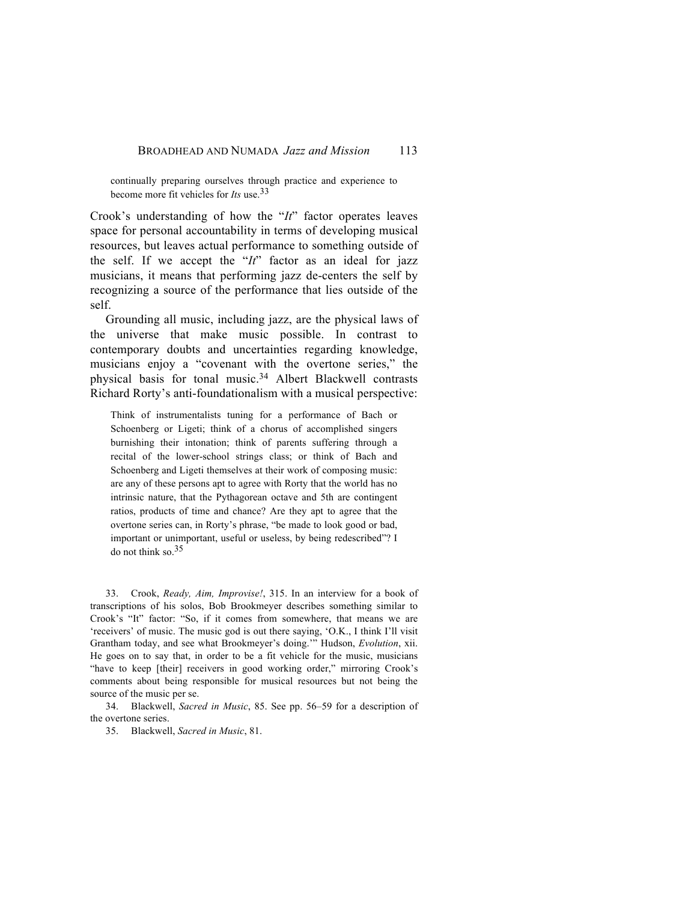> continually preparing ourselves through practice and experience to become more fit vehicles for *Its* use.[33]

Crook's understanding of how the "*It*" factor operates leaves space for personal accountability in terms of developing musical resources, but leaves actual performance to something outside of the self. If we accept the "*It*" factor as an ideal for jazz musicians, it means that performing jazz de-centers the self by recognizing a source of the performance that lies outside of the self.

Grounding all music, including jazz, are the physical laws of the universe that make music possible. In contrast to contemporary doubts and uncertainties regarding knowledge, musicians enjoy a "covenant with the overtone series," the physical basis for tonal music.[34] Albert Blackwell contrasts Richard Rorty's anti-foundationalism with a musical perspective:

> Think of instrumentalists tuning for a performance of Bach or Schoenberg or Ligeti; think of a chorus of accomplished singers burnishing their intonation; think of parents suffering through a recital of the lower-school strings class; or think of Bach and Schoenberg and Ligeti themselves at their work of composing music: are any of these persons apt to agree with Rorty that the world has no intrinsic nature, that the Pythagorean octave and 5th are contingent ratios, products of time and chance? Are they apt to agree that the overtone series can, in Rorty's phrase, "be made to look good or bad, important or unimportant, useful or useless, by being redescribed"? I do not think so.[35]

33. Crook, *Ready, Aim, Improvise!*, 315. In an interview for a book of transcriptions of his solos, Bob Brookmeyer describes something similar to Crook's "It" factor: "So, if it comes from somewhere, that means we are 'receivers' of music. The music god is out there saying, 'O.K., I think I'll visit Grantham today, and see what Brookmeyer's doing.'" Hudson, *Evolution*, xii. He goes on to say that, in order to be a fit vehicle for the music, musicians "have to keep [their] receivers in good working order," mirroring Crook's comments about being responsible for musical resources but not being the source of the music per se.

34. Blackwell, *Sacred in Music*, 85. See pp. 56–59 for a description of the overtone series.

35. Blackwell, *Sacred in Music*, 81.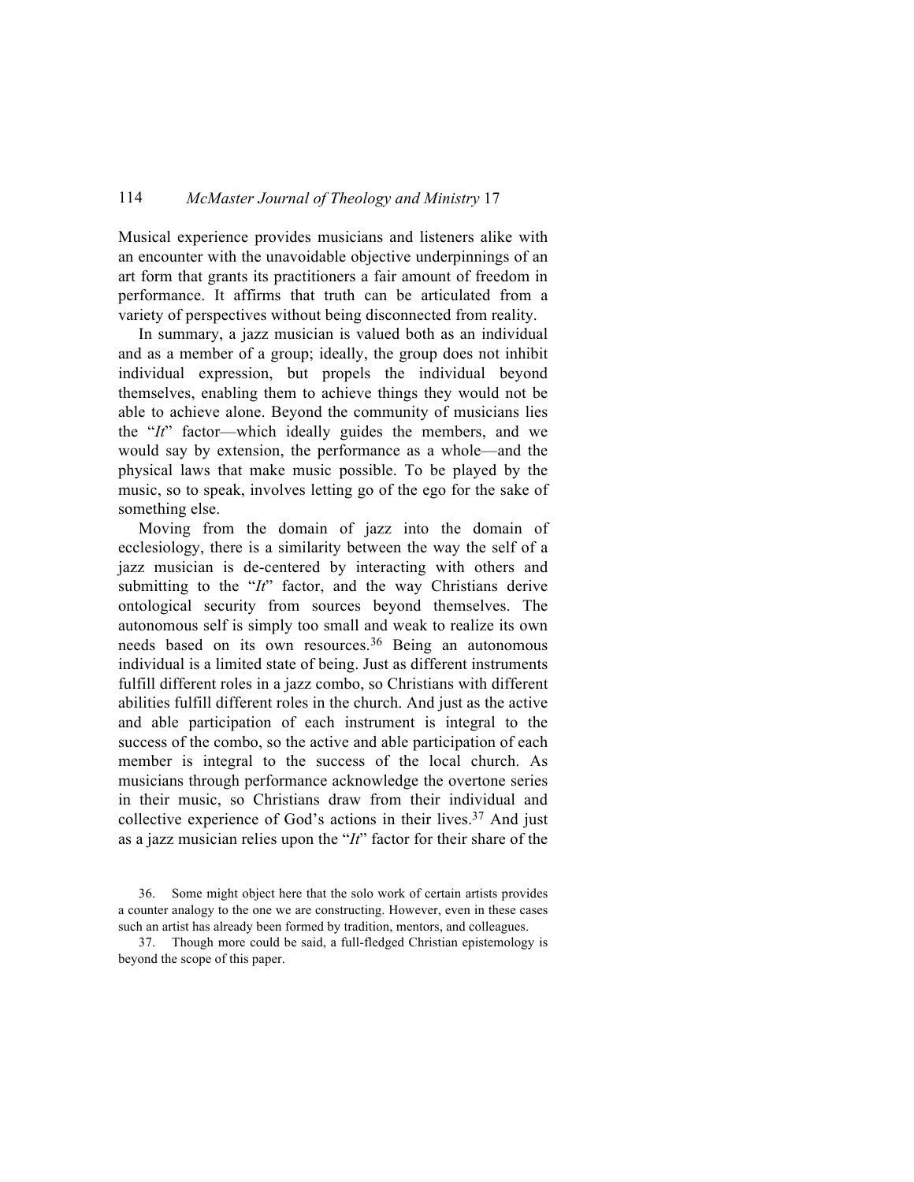Musical experience provides musicians and listeners alike with an encounter with the unavoidable objective underpinnings of an art form that grants its practitioners a fair amount of freedom in performance. It affirms that truth can be articulated from a variety of perspectives without being disconnected from reality.

In summary, a jazz musician is valued both as an individual and as a member of a group; ideally, the group does not inhibit individual expression, but propels the individual beyond themselves, enabling them to achieve things they would not be able to achieve alone. Beyond the community of musicians lies the "*It*" factor—which ideally guides the members, and we would say by extension, the performance as a whole—and the physical laws that make music possible. To be played by the music, so to speak, involves letting go of the ego for the sake of something else.

Moving from the domain of jazz into the domain of ecclesiology, there is a similarity between the way the self of a jazz musician is de-centered by interacting with others and submitting to the "*It*" factor, and the way Christians derive ontological security from sources beyond themselves. The autonomous self is simply too small and weak to realize its own needs based on its own resources.[36] Being an autonomous individual is a limited state of being. Just as different instruments fulfill different roles in a jazz combo, so Christians with different abilities fulfill different roles in the church. And just as the active and able participation of each instrument is integral to the success of the combo, so the active and able participation of each member is integral to the success of the local church. As musicians through performance acknowledge the overtone series in their music, so Christians draw from their individual and collective experience of God's actions in their lives.[37] And just as a jazz musician relies upon the "*It*" factor for their share of the

36. Some might object here that the solo work of certain artists provides a counter analogy to the one we are constructing. However, even in these cases such an artist has already been formed by tradition, mentors, and colleagues.

37. Though more could be said, a full-fledged Christian epistemology is beyond the scope of this paper.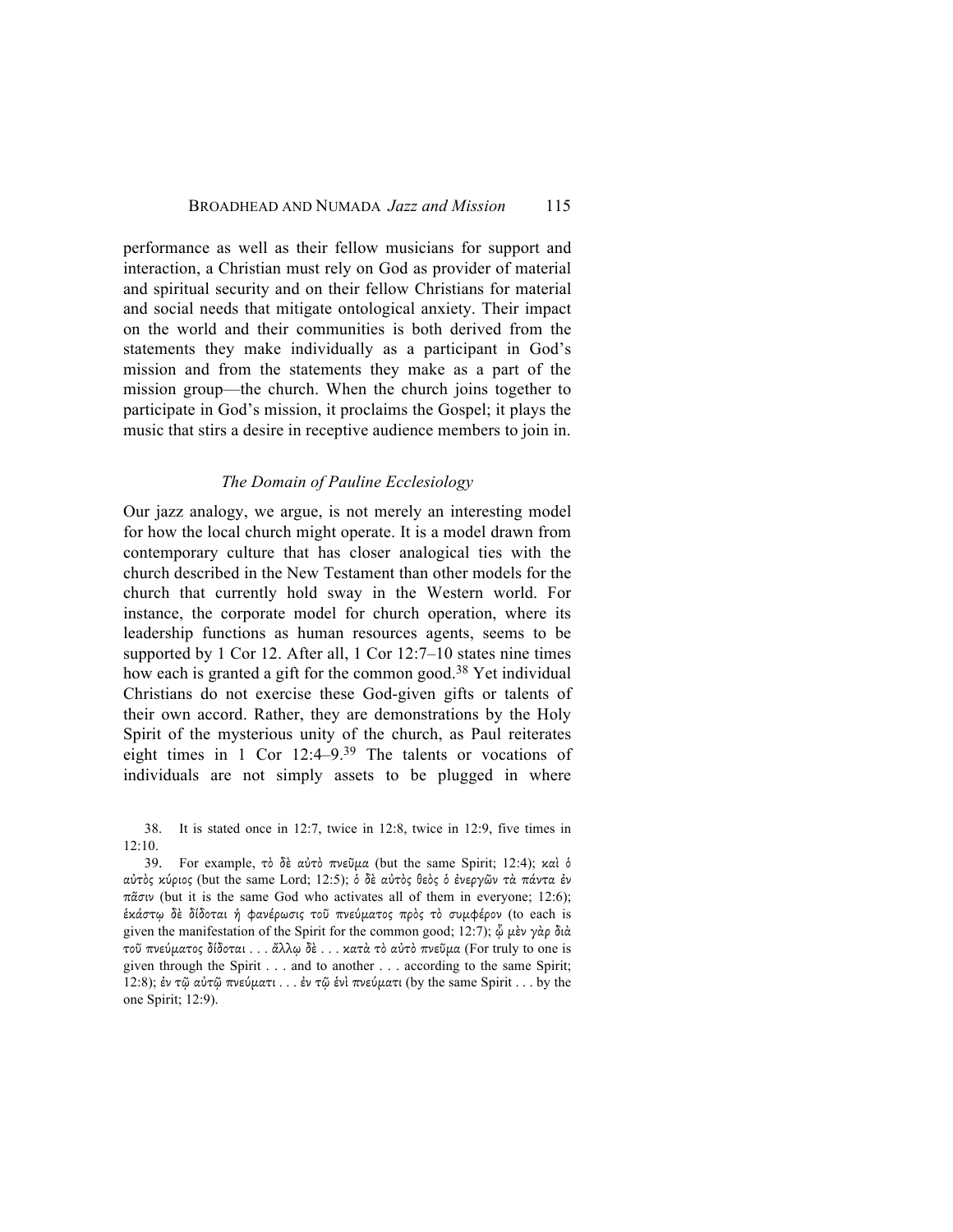performance as well as their fellow musicians for support and interaction, a Christian must rely on God as provider of material and spiritual security and on their fellow Christians for material and social needs that mitigate ontological anxiety. Their impact on the world and their communities is both derived from the statements they make individually as a participant in God's mission and from the statements they make as a part of the mission group—the church. When the church joins together to participate in God's mission, it proclaims the Gospel; it plays the music that stirs a desire in receptive audience members to join in.

### *The Domain of Pauline Ecclesiology*

Our jazz analogy, we argue, is not merely an interesting model for how the local church might operate. It is a model drawn from contemporary culture that has closer analogical ties with the church described in the New Testament than other models for the church that currently hold sway in the Western world. For instance, the corporate model for church operation, where its leadership functions as human resources agents, seems to be supported by 1 Cor 12. After all, 1 Cor 12:7–10 states nine times how each is granted a gift for the common good.[38] Yet individual Christians do not exercise these God-given gifts or talents of their own accord. Rather, they are demonstrations by the Holy Spirit of the mysterious unity of the church, as Paul reiterates eight times in 1 Cor 12:4–9.[39] The talents or vocations of individuals are not simply assets to be plugged in where

38. It is stated once in 12:7, twice in 12:8, twice in 12:9, five times in 12:10.

39. For example, *τὸ δὲ αὐτὸ πνεῦμα* (but the same Spirit; 12:4); *καὶ ὁ αὐτὸς κύριος* (but the same Lord; 12:5); *ὁ δὲ αὐτὸς θεὸς ὁ ἐνεργῶν τὰ πάντα ἐν πᾶσιν* (but it is the same God who activates all of them in everyone; 12:6); *ἑκάστῳ δὲ δίδοται ἡ φανέρωσις τοῦ πνεύματος πρὸς τὸ συμφέρον* (to each is given the manifestation of the Spirit for the common good; 12:7); *ᾧ μὲν γὰρ διὰ τοῦ πνεύματος δίδοται . . . ἄλλῳ δὲ . . . κατὰ τὸ αὐτὸ πνεῦμα* (For truly to one is given through the Spirit . . . and to another . . . according to the same Spirit; 12:8); *ἐν τῷ αὐτῷ πνεύματι . . . ἐν τῷ ἑνὶ πνεύματι* (by the same Spirit . . . by the one Spirit; 12:9).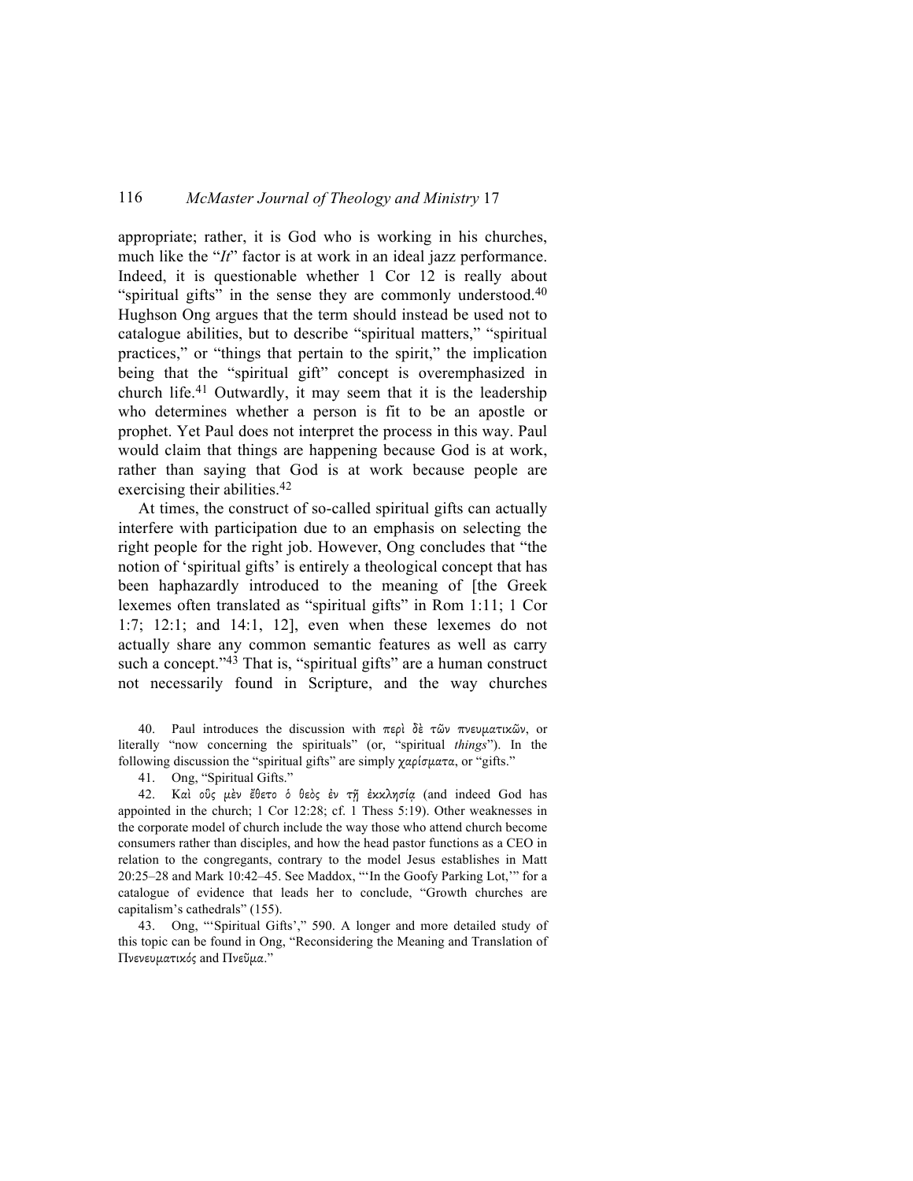appropriate; rather, it is God who is working in his churches, much like the "*It*" factor is at work in an ideal jazz performance. Indeed, it is questionable whether 1 Cor 12 is really about "spiritual gifts" in the sense they are commonly understood.[40] Hughson Ong argues that the term should instead be used not to catalogue abilities, but to describe "spiritual matters," "spiritual practices," or "things that pertain to the spirit," the implication being that the "spiritual gift" concept is overemphasized in church life.[41] Outwardly, it may seem that it is the leadership who determines whether a person is fit to be an apostle or prophet. Yet Paul does not interpret the process in this way. Paul would claim that things are happening because God is at work, rather than saying that God is at work because people are exercising their abilities.[42]

At times, the construct of so-called spiritual gifts can actually interfere with participation due to an emphasis on selecting the right people for the right job. However, Ong concludes that "the notion of 'spiritual gifts' is entirely a theological concept that has been haphazardly introduced to the meaning of [the Greek lexemes often translated as "spiritual gifts" in Rom 1:11; 1 Cor 1:7; 12:1; and 14:1, 12], even when these lexemes do not actually share any common semantic features as well as carry such a concept."[43] That is, "spiritual gifts" are a human construct not necessarily found in Scripture, and the way churches

40. Paul introduces the discussion with *περὶ δὲ τῶν πνευματικῶν*, or literally "now concerning the spirituals" (or, "spiritual *things*"). In the following discussion the "spiritual gifts" are simply *χαρίσματα*, or "gifts."

41. Ong, "Spiritual Gifts."

42. *Καὶ οὓς μὲν ἔθετο ὁ θεὸς ἐν τῇ ἐκκλησίᾳ* (and indeed God has appointed in the church; 1 Cor 12:28; cf. 1 Thess 5:19). Other weaknesses in the corporate model of church include the way those who attend church become consumers rather than disciples, and how the head pastor functions as a CEO in relation to the congregants, contrary to the model Jesus establishes in Matt 20:25–28 and Mark 10:42–45. See Maddox, "'In the Goofy Parking Lot,'" for a catalogue of evidence that leads her to conclude, "Growth churches are capitalism's cathedrals" (155).

43. Ong, "'Spiritual Gifts'," 590. A longer and more detailed study of this topic can be found in Ong, "Reconsidering the Meaning and Translation of Πνενευματικός and Πνεῦμα."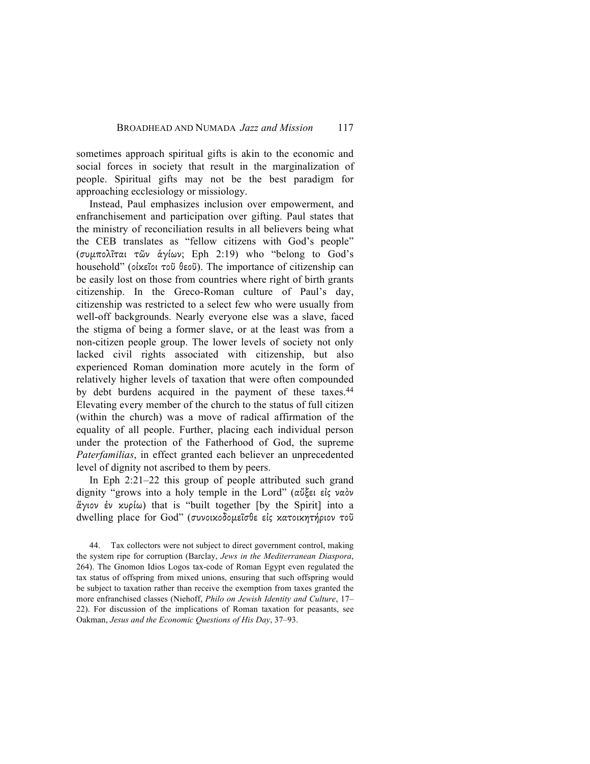sometimes approach spiritual gifts is akin to the economic and social forces in society that result in the marginalization of people. Spiritual gifts may not be the best paradigm for approaching ecclesiology or missiology.

Instead, Paul emphasizes inclusion over empowerment, and enfranchisement and participation over gifting. Paul states that the ministry of reconciliation results in all believers being what the CEB translates as "fellow citizens with God's people" (συμπολῖται τῶν ἁγίων; Eph 2:19) who "belong to God's household" (οἰκεῖοι τοῦ θεοῦ). The importance of citizenship can be easily lost on those from countries where right of birth grants citizenship. In the Greco-Roman culture of Paul's day, citizenship was restricted to a select few who were usually from well-off backgrounds. Nearly everyone else was a slave, faced the stigma of being a former slave, or at the least was from a non-citizen people group. The lower levels of society not only lacked civil rights associated with citizenship, but also experienced Roman domination more acutely in the form of relatively higher levels of taxation that were often compounded by debt burdens acquired in the payment of these taxes.[44] Elevating every member of the church to the status of full citizen (within the church) was a move of radical affirmation of the equality of all people. Further, placing each individual person under the protection of the Fatherhood of God, the supreme *Paterfamilias*, in effect granted each believer an unprecedented level of dignity not ascribed to them by peers.

In Eph 2:21–22 this group of people attributed such grand dignity "grows into a holy temple in the Lord" (αὔξει εἰς ναὸν ἅγιον ἐν κυρίῳ) that is "built together [by the Spirit] into a dwelling place for God" (συνοικοδομεῖσθε εἰς κατοικητήριον τοῦ

44. Tax collectors were not subject to direct government control, making the system ripe for corruption (Barclay, *Jews in the Mediterranean Diaspora*, 264). The Gnomon Idios Logos tax-code of Roman Egypt even regulated the tax status of offspring from mixed unions, ensuring that such offspring would be subject to taxation rather than receive the exemption from taxes granted the more enfranchised classes (Niehoff, *Philo on Jewish Identity and Culture*, 17–22). For discussion of the implications of Roman taxation for peasants, see Oakman, *Jesus and the Economic Questions of His Day*, 37–93.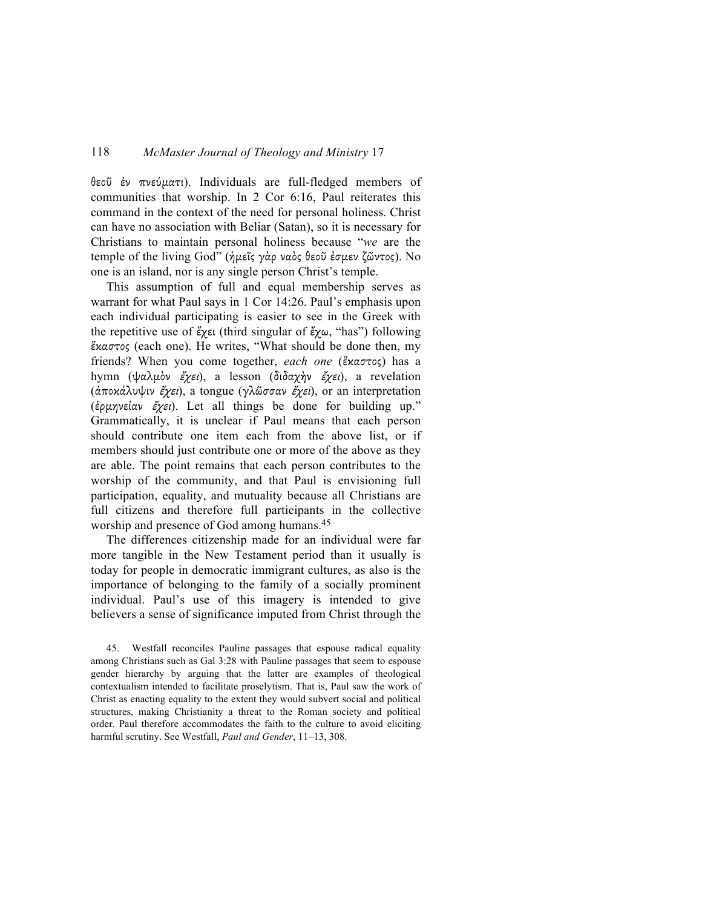θεοῦ ἐν πνεύματι). Individuals are full-fledged members of communities that worship. In 2 Cor 6:16, Paul reiterates this command in the context of the need for personal holiness. Christ can have no association with Beliar (Satan), so it is necessary for Christians to maintain personal holiness because "*we* are the temple of the living God" (ἡμεῖς γὰρ ναὸς θεοῦ ἐσμεν ζῶντος). No one is an island, nor is any single person Christ's temple.

This assumption of full and equal membership serves as warrant for what Paul says in 1 Cor 14:26. Paul's emphasis upon each individual participating is easier to see in the Greek with the repetitive use of ἔχει (third singular of ἔχω, "has") following ἕκαστος (each one). He writes, "What should be done then, my friends? When you come together, *each one* (ἕκαστος) has a hymn (ψαλμὸν *ἔχει*), a lesson (διδαχὴν *ἔχει*), a revelation (ἀποκάλυψιν *ἔχει*), a tongue (γλῶσσαν *ἔχει*), or an interpretation (ἑρμηνείαν *ἔχει*). Let all things be done for building up." Grammatically, it is unclear if Paul means that each person should contribute one item each from the above list, or if members should just contribute one or more of the above as they are able. The point remains that each person contributes to the worship of the community, and that Paul is envisioning full participation, equality, and mutuality because all Christians are full citizens and therefore full participants in the collective worship and presence of God among humans.[45]

The differences citizenship made for an individual were far more tangible in the New Testament period than it usually is today for people in democratic immigrant cultures, as also is the importance of belonging to the family of a socially prominent individual. Paul's use of this imagery is intended to give believers a sense of significance imputed from Christ through the

45. Westfall reconciles Pauline passages that espouse radical equality among Christians such as Gal 3:28 with Pauline passages that seem to espouse gender hierarchy by arguing that the latter are examples of theological contextualism intended to facilitate proselytism. That is, Paul saw the work of Christ as enacting equality to the extent they would subvert social and political structures, making Christianity a threat to the Roman society and political order. Paul therefore accommodates the faith to the culture to avoid eliciting harmful scrutiny. See Westfall, *Paul and Gender*, 11–13, 308.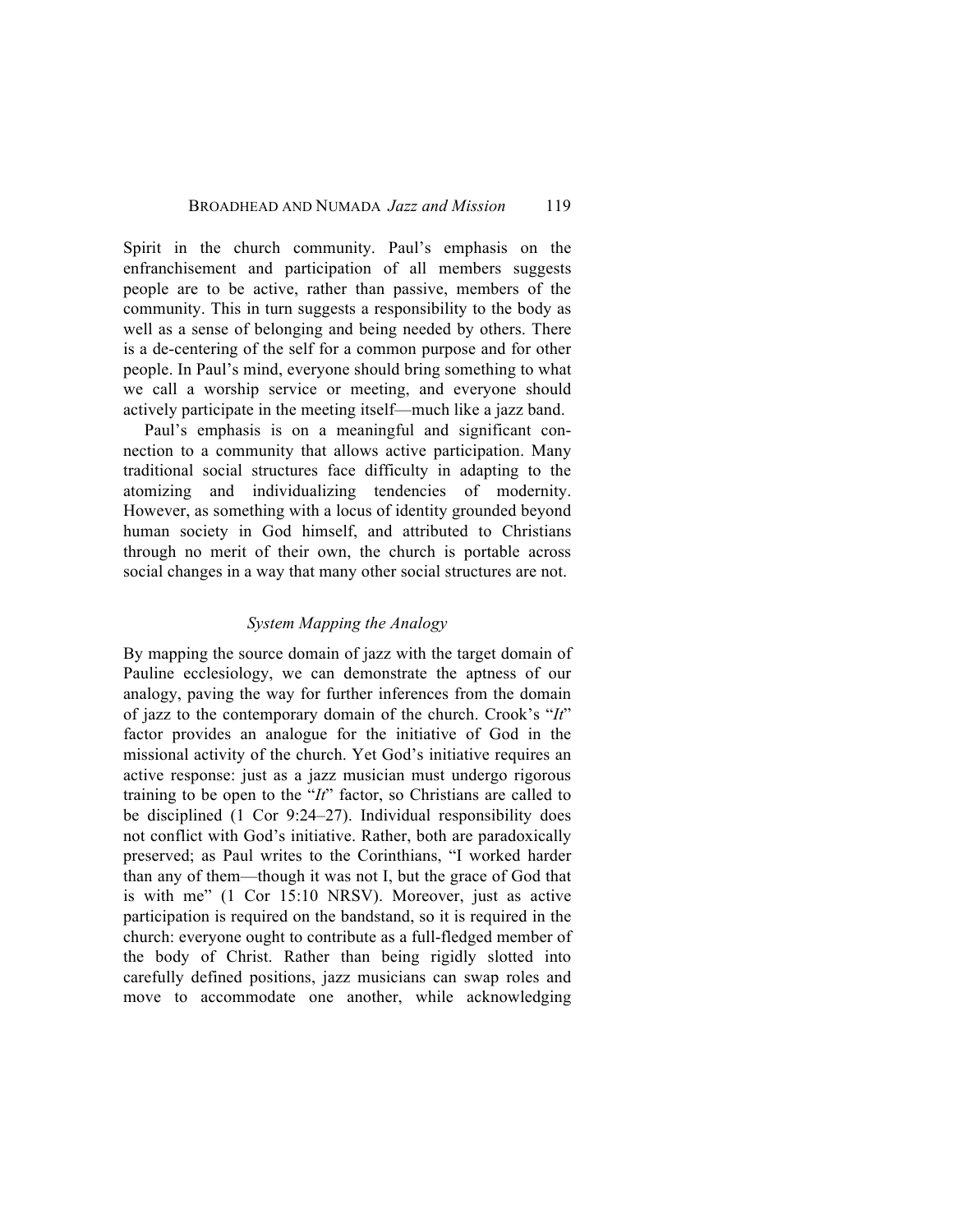Spirit in the church community. Paul's emphasis on the enfranchisement and participation of all members suggests people are to be active, rather than passive, members of the community. This in turn suggests a responsibility to the body as well as a sense of belonging and being needed by others. There is a de-centering of the self for a common purpose and for other people. In Paul's mind, everyone should bring something to what we call a worship service or meeting, and everyone should actively participate in the meeting itself—much like a jazz band.

Paul's emphasis is on a meaningful and significant connection to a community that allows active participation. Many traditional social structures face difficulty in adapting to the atomizing and individualizing tendencies of modernity. However, as something with a locus of identity grounded beyond human society in God himself, and attributed to Christians through no merit of their own, the church is portable across social changes in a way that many other social structures are not.

### *System Mapping the Analogy*

By mapping the source domain of jazz with the target domain of Pauline ecclesiology, we can demonstrate the aptness of our analogy, paving the way for further inferences from the domain of jazz to the contemporary domain of the church. Crook's "*It*" factor provides an analogue for the initiative of God in the missional activity of the church. Yet God's initiative requires an active response: just as a jazz musician must undergo rigorous training to be open to the "*It*" factor, so Christians are called to be disciplined (1 Cor 9:24–27). Individual responsibility does not conflict with God's initiative. Rather, both are paradoxically preserved; as Paul writes to the Corinthians, "I worked harder than any of them—though it was not I, but the grace of God that is with me" (1 Cor 15:10 NRSV). Moreover, just as active participation is required on the bandstand, so it is required in the church: everyone ought to contribute as a full-fledged member of the body of Christ. Rather than being rigidly slotted into carefully defined positions, jazz musicians can swap roles and move to accommodate one another, while acknowledging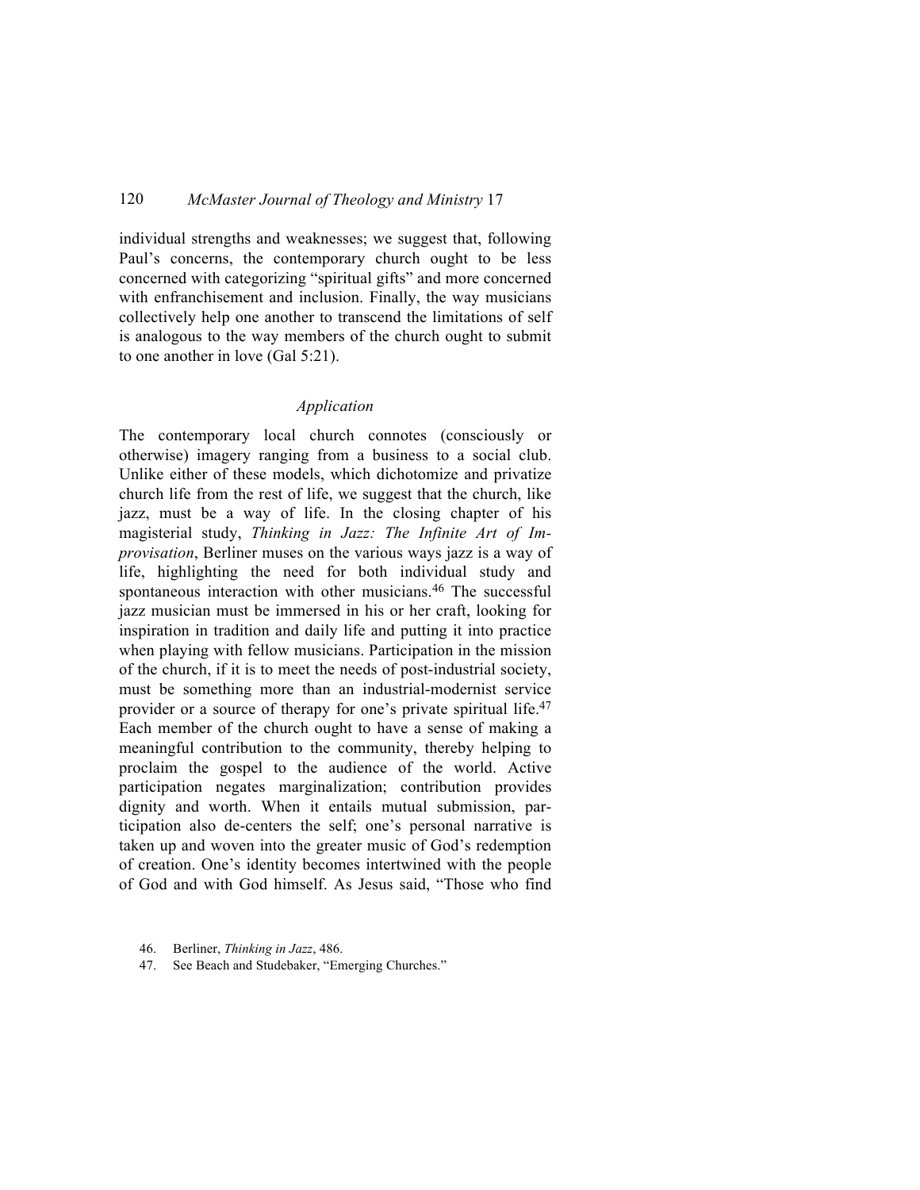individual strengths and weaknesses; we suggest that, following Paul's concerns, the contemporary church ought to be less concerned with categorizing "spiritual gifts" and more concerned with enfranchisement and inclusion. Finally, the way musicians collectively help one another to transcend the limitations of self is analogous to the way members of the church ought to submit to one another in love (Gal 5:21).

### *Application*

The contemporary local church connotes (consciously or otherwise) imagery ranging from a business to a social club. Unlike either of these models, which dichotomize and privatize church life from the rest of life, we suggest that the church, like jazz, must be a way of life. In the closing chapter of his magisterial study, *Thinking in Jazz: The Infinite Art of Improvisation*, Berliner muses on the various ways jazz is a way of life, highlighting the need for both individual study and spontaneous interaction with other musicians.[46] The successful jazz musician must be immersed in his or her craft, looking for inspiration in tradition and daily life and putting it into practice when playing with fellow musicians. Participation in the mission of the church, if it is to meet the needs of post-industrial society, must be something more than an industrial-modernist service provider or a source of therapy for one's private spiritual life.[47] Each member of the church ought to have a sense of making a meaningful contribution to the community, thereby helping to proclaim the gospel to the audience of the world. Active participation negates marginalization; contribution provides dignity and worth. When it entails mutual submission, participation also de-centers the self; one's personal narrative is taken up and woven into the greater music of God's redemption of creation. One's identity becomes intertwined with the people of God and with God himself. As Jesus said, "Those who find

46. Berliner, *Thinking in Jazz*, 486.

47. See Beach and Studebaker, "Emerging Churches."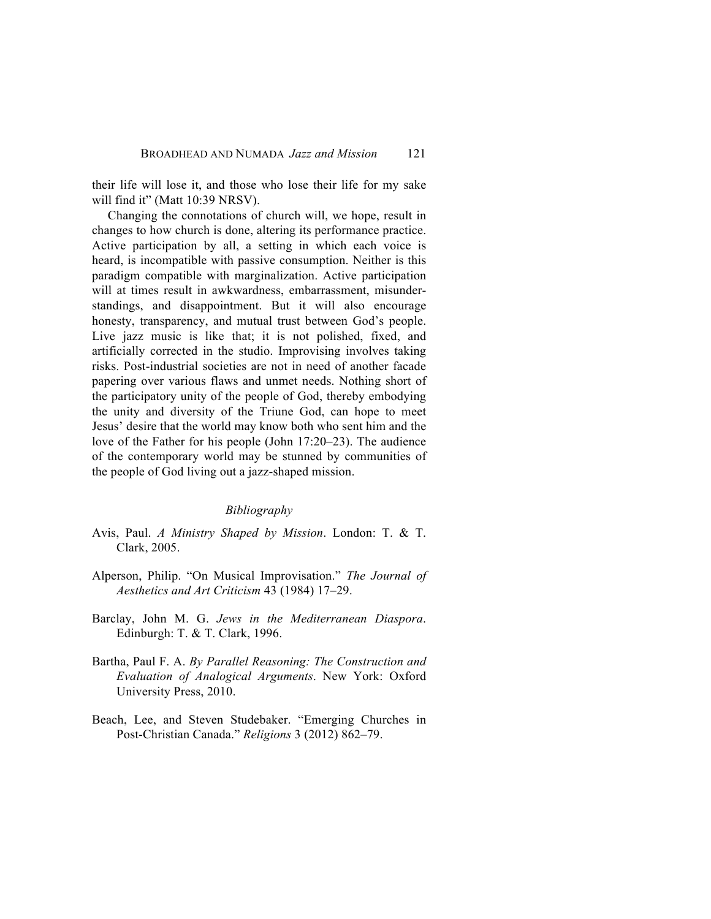their life will lose it, and those who lose their life for my sake will find it" (Matt 10:39 NRSV).

Changing the connotations of church will, we hope, result in changes to how church is done, altering its performance practice. Active participation by all, a setting in which each voice is heard, is incompatible with passive consumption. Neither is this paradigm compatible with marginalization. Active participation will at times result in awkwardness, embarrassment, misunderstandings, and disappointment. But it will also encourage honesty, transparency, and mutual trust between God's people. Live jazz music is like that; it is not polished, fixed, and artificially corrected in the studio. Improvising involves taking risks. Post-industrial societies are not in need of another facade papering over various flaws and unmet needs. Nothing short of the participatory unity of the people of God, thereby embodying the unity and diversity of the Triune God, can hope to meet Jesus' desire that the world may know both who sent him and the love of the Father for his people (John 17:20–23). The audience of the contemporary world may be stunned by communities of the people of God living out a jazz-shaped mission.

## *Bibliography*

Avis, Paul. *A Ministry Shaped by Mission*. London: T. & T. Clark, 2005.

Alperson, Philip. "On Musical Improvisation." *The Journal of Aesthetics and Art Criticism* 43 (1984) 17–29.

Barclay, John M. G. *Jews in the Mediterranean Diaspora*. Edinburgh: T. & T. Clark, 1996.

Bartha, Paul F. A. *By Parallel Reasoning: The Construction and Evaluation of Analogical Arguments*. New York: Oxford University Press, 2010.

Beach, Lee, and Steven Studebaker. "Emerging Churches in Post-Christian Canada." *Religions* 3 (2012) 862–79.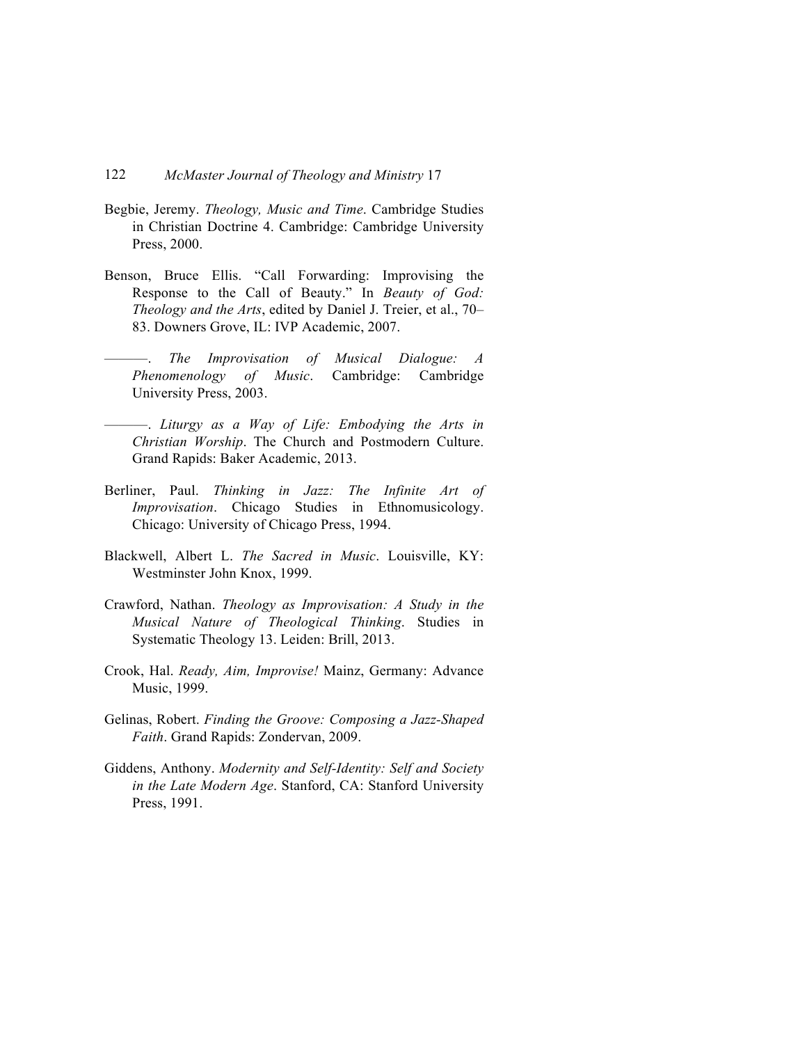Begbie, Jeremy. *Theology, Music and Time*. Cambridge Studies in Christian Doctrine 4. Cambridge: Cambridge University Press, 2000.

Benson, Bruce Ellis. "Call Forwarding: Improvising the Response to the Call of Beauty." In *Beauty of God: Theology and the Arts*, edited by Daniel J. Treier, et al., 70–83. Downers Grove, IL: IVP Academic, 2007.

———. *The Improvisation of Musical Dialogue: A Phenomenology of Music*. Cambridge: Cambridge University Press, 2003.

———. *Liturgy as a Way of Life: Embodying the Arts in Christian Worship*. The Church and Postmodern Culture. Grand Rapids: Baker Academic, 2013.

Berliner, Paul. *Thinking in Jazz: The Infinite Art of Improvisation*. Chicago Studies in Ethnomusicology. Chicago: University of Chicago Press, 1994.

Blackwell, Albert L. *The Sacred in Music*. Louisville, KY: Westminster John Knox, 1999.

Crawford, Nathan. *Theology as Improvisation: A Study in the Musical Nature of Theological Thinking*. Studies in Systematic Theology 13. Leiden: Brill, 2013.

Crook, Hal. *Ready, Aim, Improvise!* Mainz, Germany: Advance Music, 1999.

Gelinas, Robert. *Finding the Groove: Composing a Jazz-Shaped Faith*. Grand Rapids: Zondervan, 2009.

Giddens, Anthony. *Modernity and Self-Identity: Self and Society in the Late Modern Age*. Stanford, CA: Stanford University Press, 1991.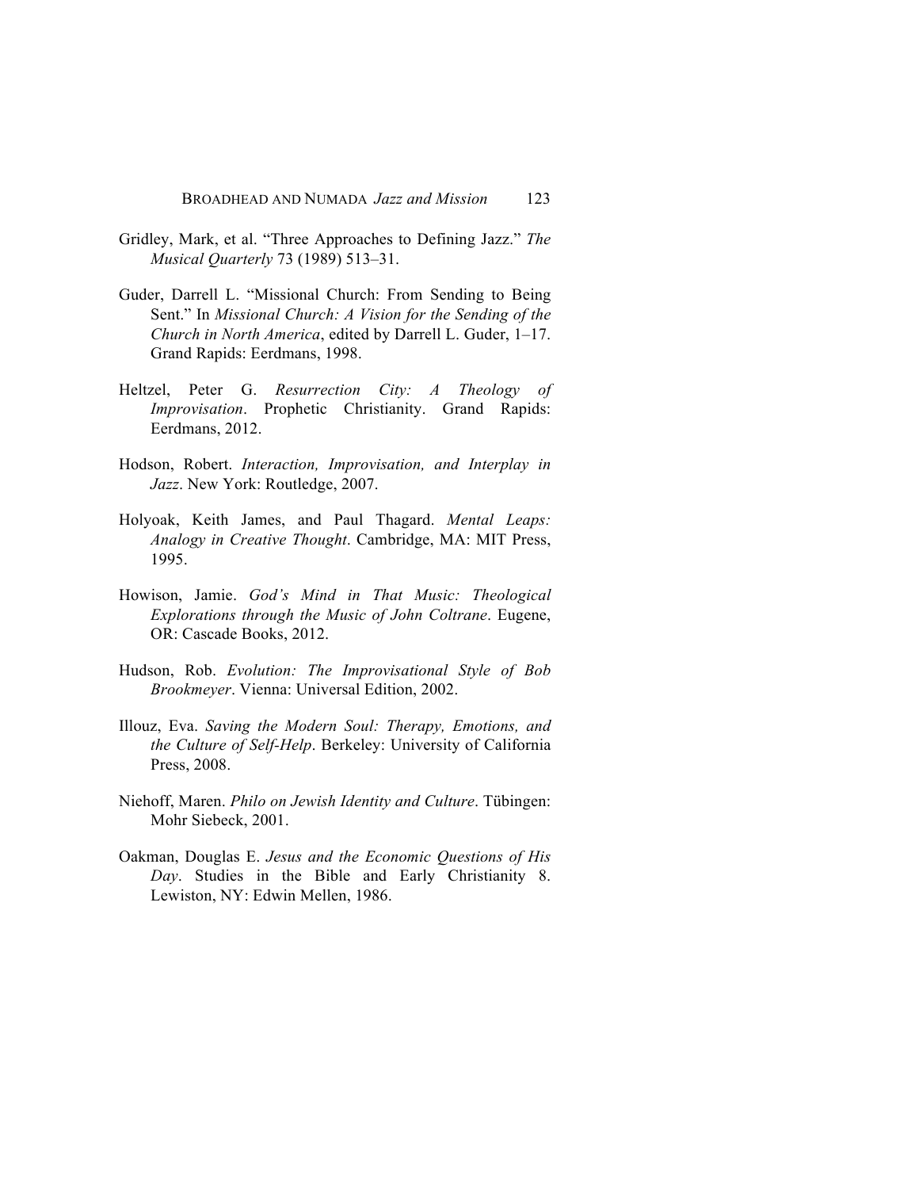Gridley, Mark, et al. "Three Approaches to Defining Jazz." *The Musical Quarterly* 73 (1989) 513–31.

Guder, Darrell L. "Missional Church: From Sending to Being Sent." In *Missional Church: A Vision for the Sending of the Church in North America*, edited by Darrell L. Guder, 1–17. Grand Rapids: Eerdmans, 1998.

Heltzel, Peter G. *Resurrection City: A Theology of Improvisation*. Prophetic Christianity. Grand Rapids: Eerdmans, 2012.

Hodson, Robert. *Interaction, Improvisation, and Interplay in Jazz*. New York: Routledge, 2007.

Holyoak, Keith James, and Paul Thagard. *Mental Leaps: Analogy in Creative Thought*. Cambridge, MA: MIT Press, 1995.

Howison, Jamie. *God's Mind in That Music: Theological Explorations through the Music of John Coltrane*. Eugene, OR: Cascade Books, 2012.

Hudson, Rob. *Evolution: The Improvisational Style of Bob Brookmeyer*. Vienna: Universal Edition, 2002.

Illouz, Eva. *Saving the Modern Soul: Therapy, Emotions, and the Culture of Self-Help*. Berkeley: University of California Press, 2008.

Niehoff, Maren. *Philo on Jewish Identity and Culture*. Tübingen: Mohr Siebeck, 2001.

Oakman, Douglas E. *Jesus and the Economic Questions of His Day*. Studies in the Bible and Early Christianity 8. Lewiston, NY: Edwin Mellen, 1986.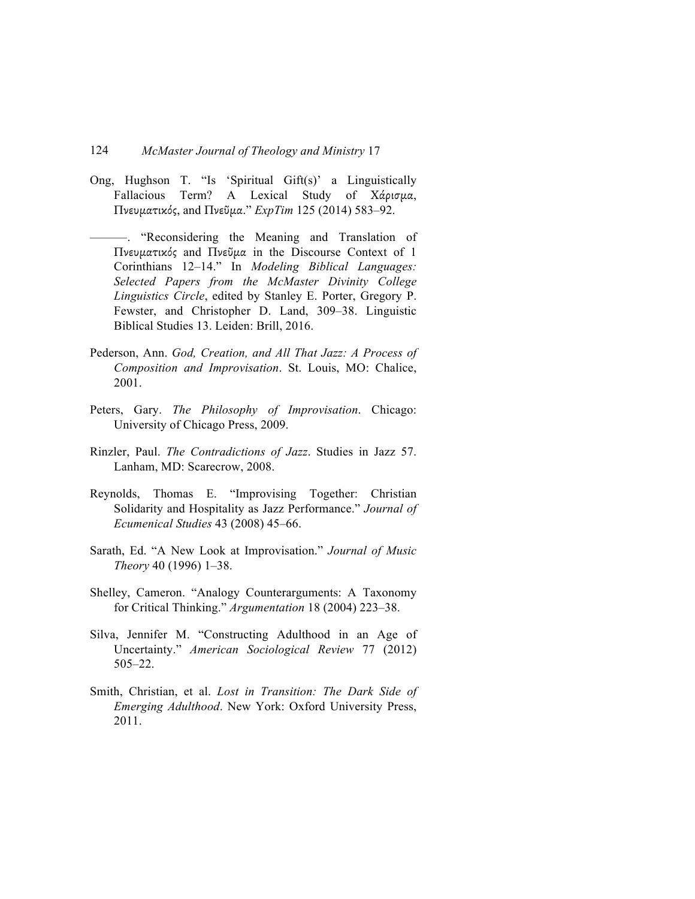Ong, Hughson T. "Is 'Spiritual Gift(s)' a Linguistically Fallacious Term? A Lexical Study of Χάρισμα, Πνευματικός, and Πνεῦμα." *ExpTim* 125 (2014) 583–92.

———. "Reconsidering the Meaning and Translation of Πνευματικός and Πνεῦμα in the Discourse Context of 1 Corinthians 12–14." In *Modeling Biblical Languages: Selected Papers from the McMaster Divinity College Linguistics Circle*, edited by Stanley E. Porter, Gregory P. Fewster, and Christopher D. Land, 309–38. Linguistic Biblical Studies 13. Leiden: Brill, 2016.

Pederson, Ann. *God, Creation, and All That Jazz: A Process of Composition and Improvisation*. St. Louis, MO: Chalice, 2001.

Peters, Gary. *The Philosophy of Improvisation*. Chicago: University of Chicago Press, 2009.

Rinzler, Paul. *The Contradictions of Jazz*. Studies in Jazz 57. Lanham, MD: Scarecrow, 2008.

Reynolds, Thomas E. "Improvising Together: Christian Solidarity and Hospitality as Jazz Performance." *Journal of Ecumenical Studies* 43 (2008) 45–66.

Sarath, Ed. "A New Look at Improvisation." *Journal of Music Theory* 40 (1996) 1–38.

Shelley, Cameron. "Analogy Counterarguments: A Taxonomy for Critical Thinking." *Argumentation* 18 (2004) 223–38.

Silva, Jennifer M. "Constructing Adulthood in an Age of Uncertainty." *American Sociological Review* 77 (2012) 505–22.

Smith, Christian, et al. *Lost in Transition: The Dark Side of Emerging Adulthood*. New York: Oxford University Press, 2011.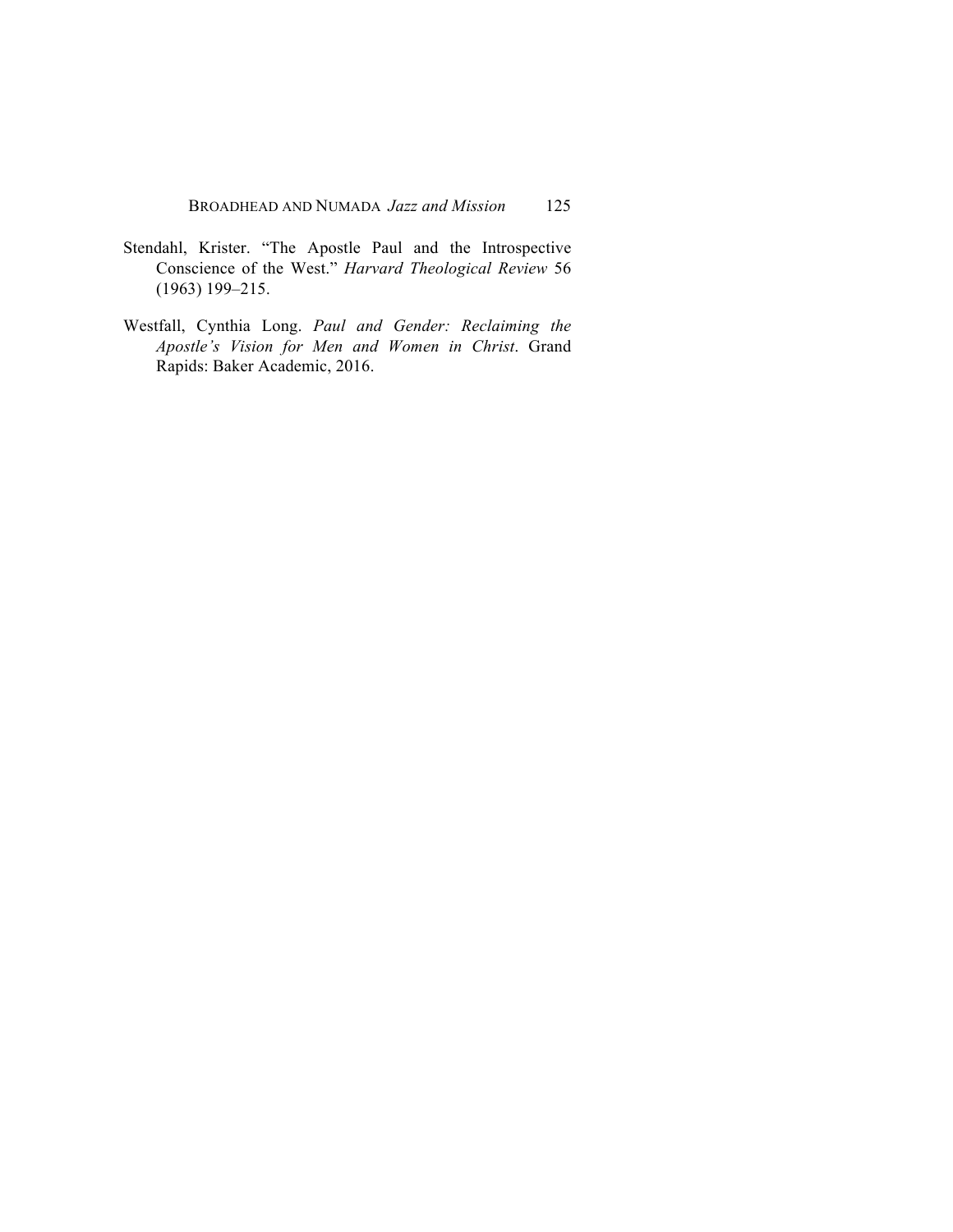Stendahl, Krister. “The Apostle Paul and the Introspective Conscience of the West.” *Harvard Theological Review* 56 (1963) 199–215.

Westfall, Cynthia Long. *Paul and Gender: Reclaiming the Apostle’s Vision for Men and Women in Christ*. Grand Rapids: Baker Academic, 2016.